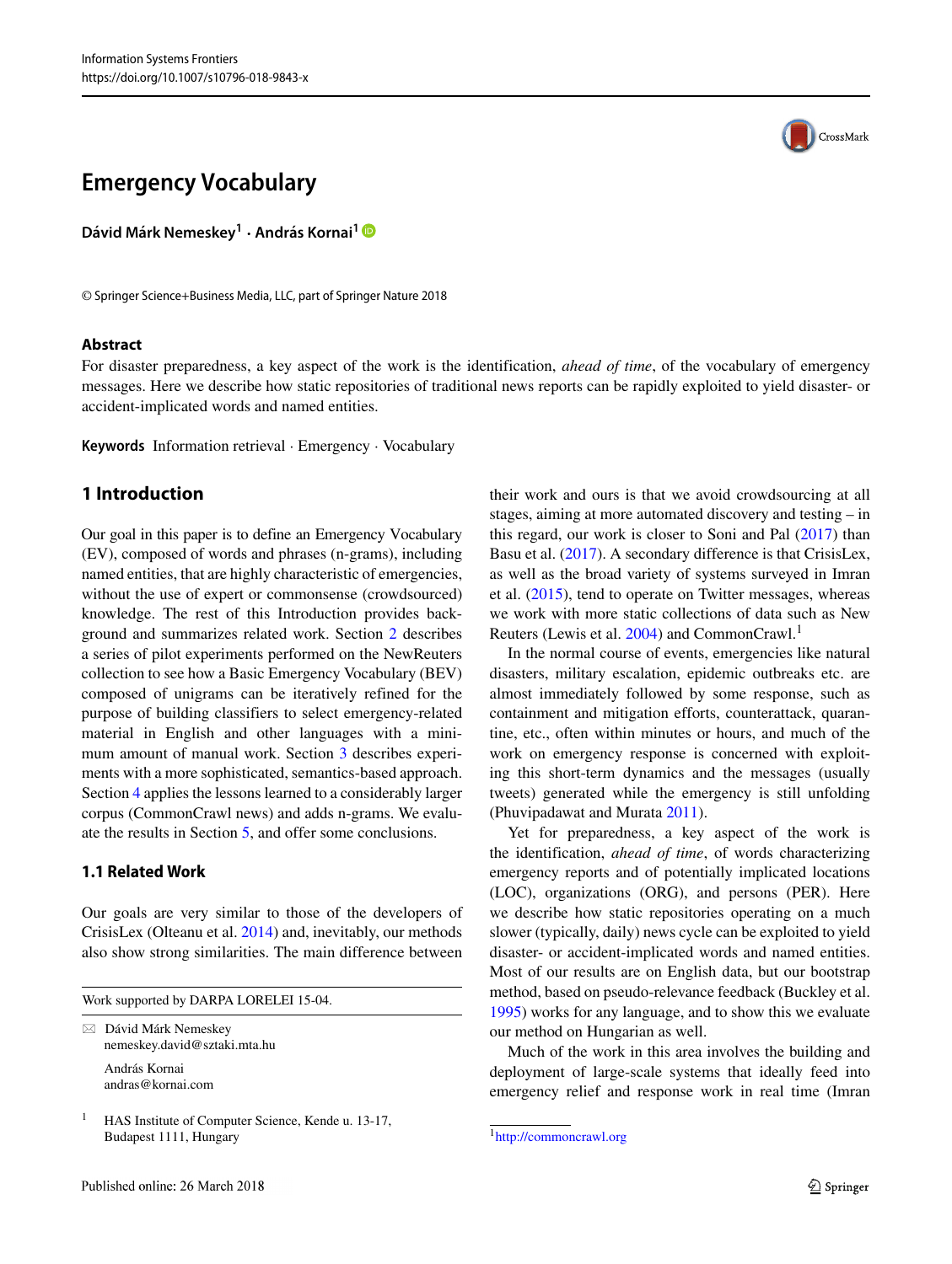# Emergency Vocabulary

**Dávid Márk Nemeskey[1] · András Kornai[1]**

© Springer Science+Business Media, LLC, part of Springer Nature 2018

## Abstract

For disaster preparedness, a key aspect of the work is the identification, *ahead of time*, of the vocabulary of emergency messages. Here we describe how static repositories of traditional news reports can be rapidly exploited to yield disaster- or accident-implicated words and named entities.

**Keywords** Information retrieval · Emergency · Vocabulary

## 1 Introduction

Our goal in this paper is to define an Emergency Vocabulary (EV), composed of words and phrases (n-grams), including named entities, that are highly characteristic of emergencies, without the use of expert or commonsense (crowdsourced) knowledge. The rest of this Introduction provides background and summarizes related work. Section 2 describes a series of pilot experiments performed on the NewReuters collection to see how a Basic Emergency Vocabulary (BEV) composed of unigrams can be iteratively refined for the purpose of building classifiers to select emergency-related material in English and other languages with a minimum amount of manual work. Section 3 describes experiments with a more sophisticated, semantics-based approach. Section 4 applies the lessons learned to a considerably larger corpus (CommonCrawl news) and adds n-grams. We evaluate the results in Section 5, and offer some conclusions.

### 1.1 Related Work

Our goals are very similar to those of the developers of CrisisLex (Olteanu et al. 2014) and, inevitably, our methods also show strong similarities. The main difference between their work and ours is that we avoid crowdsourcing at all stages, aiming at more automated discovery and testing – in this regard, our work is closer to Soni and Pal (2017) than Basu et al. (2017). A secondary difference is that CrisisLex, as well as the broad variety of systems surveyed in Imran et al. (2015), tend to operate on Twitter messages, whereas we work with more static collections of data such as New Reuters (Lewis et al. 2004) and CommonCrawl.[1]

In the normal course of events, emergencies like natural disasters, military escalation, epidemic outbreaks etc. are almost immediately followed by some response, such as containment and mitigation efforts, counterattack, quarantine, etc., often within minutes or hours, and much of the work on emergency response is concerned with exploiting this short-term dynamics and the messages (usually tweets) generated while the emergency is still unfolding (Phuvipadawat and Murata 2011).

Yet for preparedness, a key aspect of the work is the identification, *ahead of time*, of words characterizing emergency reports and of potentially implicated locations (LOC), organizations (ORG), and persons (PER). Here we describe how static repositories operating on a much slower (typically, daily) news cycle can be exploited to yield disaster- or accident-implicated words and named entities. Most of our results are on English data, but our bootstrap method, based on pseudo-relevance feedback (Buckley et al. 1995) works for any language, and to show this we evaluate our method on Hungarian as well.

Much of the work in this area involves the building and deployment of large-scale systems that ideally feed into emergency relief and response work in real time (Imran

---

Work supported by DARPA LORELEI 15-04.

✉ Dávid Márk Nemeskey
nemeskey.david@sztaki.mta.hu

András Kornai
andras@kornai.com

[1] HAS Institute of Computer Science, Kende u. 13-17, Budapest 1111, Hungary

[1] http://commoncrawl.org

Published online: 26 March 2018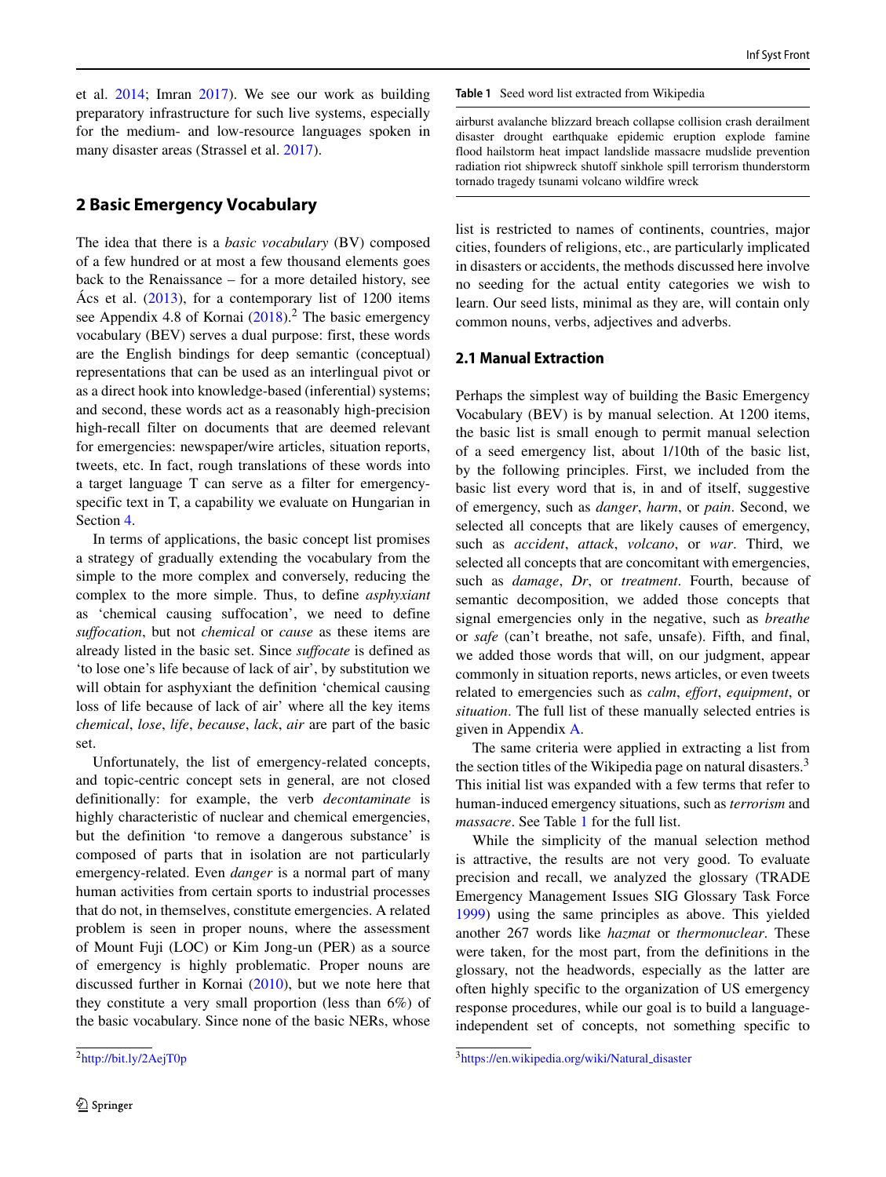et al. 2014; Imran 2017). We see our work as building preparatory infrastructure for such live systems, especially for the medium- and low-resource languages spoken in many disaster areas (Strassel et al. 2017).

## 2 Basic Emergency Vocabulary

The idea that there is a *basic vocabulary* (BV) composed of a few hundred or at most a few thousand elements goes back to the Renaissance – for a more detailed history, see Ács et al. (2013), for a contemporary list of 1200 items see Appendix 4.8 of Kornai (2018).[2] The basic emergency vocabulary (BEV) serves a dual purpose: first, these words are the English bindings for deep semantic (conceptual) representations that can be used as an interlingual pivot or as a direct hook into knowledge-based (inferential) systems; and second, these words act as a reasonably high-precision high-recall filter on documents that are deemed relevant for emergencies: newspaper/wire articles, situation reports, tweets, etc. In fact, rough translations of these words into a target language T can serve as a filter for emergency-specific text in T, a capability we evaluate on Hungarian in Section 4.

In terms of applications, the basic concept list promises a strategy of gradually extending the vocabulary from the simple to the more complex and conversely, reducing the complex to the more simple. Thus, to define *asphyxiant* as 'chemical causing suffocation', we need to define *suffocation*, but not *chemical* or *cause* as these items are already listed in the basic set. Since *suffocate* is defined as 'to lose one's life because of lack of air', by substitution we will obtain for asphyxiant the definition 'chemical causing loss of life because of lack of air' where all the key items *chemical*, *lose*, *life*, *because*, *lack*, *air* are part of the basic set.

Unfortunately, the list of emergency-related concepts, and topic-centric concept sets in general, are not closed definitionally: for example, the verb *decontaminate* is highly characteristic of nuclear and chemical emergencies, but the definition 'to remove a dangerous substance' is composed of parts that in isolation are not particularly emergency-related. Even *danger* is a normal part of many human activities from certain sports to industrial processes that do not, in themselves, constitute emergencies. A related problem is seen in proper nouns, where the assessment of Mount Fuji (LOC) or Kim Jong-un (PER) as a source of emergency is highly problematic. Proper nouns are discussed further in Kornai (2010), but we note here that they constitute a very small proportion (less than 6%) of the basic vocabulary. Since none of the basic NERs, whose list is restricted to names of continents, countries, major cities, founders of religions, etc., are particularly implicated in disasters or accidents, the methods discussed here involve no seeding for the actual entity categories we wish to learn. Our seed lists, minimal as they are, will contain only common nouns, verbs, adjectives and adverbs.

**Table 1** Seed word list extracted from Wikipedia

| airburst avalanche blizzard breach collapse collision crash derailment disaster drought earthquake epidemic eruption explode famine flood hailstorm heat impact landslide massacre mudslide prevention radiation riot shipwreck shutoff sinkhole spill terrorism thunderstorm tornado tragedy tsunami volcano wildfire wreck |
|---|

### 2.1 Manual Extraction

Perhaps the simplest way of building the Basic Emergency Vocabulary (BEV) is by manual selection. At 1200 items, the basic list is small enough to permit manual selection of a seed emergency list, about 1/10th of the basic list, by the following principles. First, we included from the basic list every word that is, in and of itself, suggestive of emergency, such as *danger*, *harm*, or *pain*. Second, we selected all concepts that are likely causes of emergency, such as *accident*, *attack*, *volcano*, or *war*. Third, we selected all concepts that are concomitant with emergencies, such as *damage*, *Dr*, or *treatment*. Fourth, because of semantic decomposition, we added those concepts that signal emergencies only in the negative, such as *breathe* or *safe* (can't breathe, not safe, unsafe). Fifth, and final, we added those words that will, on our judgment, appear commonly in situation reports, news articles, or even tweets related to emergencies such as *calm*, *effort*, *equipment*, or *situation*. The full list of these manually selected entries is given in Appendix A.

The same criteria were applied in extracting a list from the section titles of the Wikipedia page on natural disasters.[3] This initial list was expanded with a few terms that refer to human-induced emergency situations, such as *terrorism* and *massacre*. See Table 1 for the full list.

While the simplicity of the manual selection method is attractive, the results are not very good. To evaluate precision and recall, we analyzed the glossary (TRADE Emergency Management Issues SIG Glossary Task Force 1999) using the same principles as above. This yielded another 267 words like *hazmat* or *thermonuclear*. These were taken, for the most part, from the definitions in the glossary, not the headwords, especially as the latter are often highly specific to the organization of US emergency response procedures, while our goal is to build a language-independent set of concepts, not something specific to

[2] http://bit.ly/2AejT0p

[3] https://en.wikipedia.org/wiki/Natural_disaster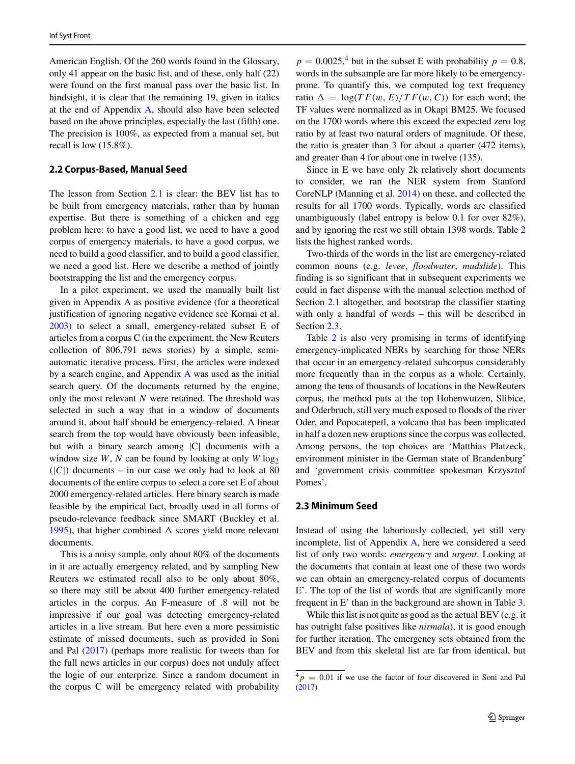American English. Of the 260 words found in the Glossary, only 41 appear on the basic list, and of these, only half (22) were found on the first manual pass over the basic list. In hindsight, it is clear that the remaining 19, given in italics at the end of Appendix A, should also have been selected based on the above principles, especially the last (fifth) one. The precision is 100%, as expected from a manual set, but recall is low (15.8%).

### 2.2 Corpus-Based, Manual Seed

The lesson from Section 2.1 is clear: the BEV list has to be built from emergency materials, rather than by human expertise. But there is something of a chicken and egg problem here: to have a good list, we need to have a good corpus of emergency materials, to have a good corpus, we need to build a good classifier, and to build a good classifier, we need a good list. Here we describe a method of jointly bootstrapping the list and the emergency corpus.

In a pilot experiment, we used the manually built list given in Appendix A as positive evidence (for a theoretical justification of ignoring negative evidence see Kornai et al. 2003) to select a small, emergency-related subset E of articles from a corpus C (in the experiment, the New Reuters collection of 806,791 news stories) by a simple, semi-automatic iterative process. First, the articles were indexed by a search engine, and Appendix A was used as the initial search query. Of the documents returned by the engine, only the most relevant $N$ were retained. The threshold was selected in such a way that in a window of documents around it, about half should be emergency-related. A linear search from the top would have obviously been infeasible, but with a binary search among |C| documents with a window size $W$, $N$ can be found by looking at only $W \log_2(|C|)$ documents – in our case we only had to look at 80 documents of the entire corpus to select a core set E of about 2000 emergency-related articles. Here binary search is made feasible by the empirical fact, broadly used in all forms of pseudo-relevance feedback since SMART (Buckley et al. 1995), that higher combined $\Delta$ scores yield more relevant documents.

This is a noisy sample, only about 80% of the documents in it are actually emergency related, and by sampling New Reuters we estimated recall also to be only about 80%, so there may still be about 400 further emergency-related articles in the corpus. An F-measure of .8 will not be impressive if our goal was detecting emergency-related articles in a live stream. But here even a more pessimistic estimate of missed documents, such as provided in Soni and Pal (2017) (perhaps more realistic for tweets than for the full news articles in our corpus) does not unduly affect the logic of our enterprize. Since a random document in the corpus C will be emergency related with probability $p = 0.0025$,[4] but in the subset E with probability $p = 0.8$, words in the subsample are far more likely to be emergency-prone. To quantify this, we computed log text frequency ratio $\Delta = \log(TF(w, E)/TF(w, C))$ for each word; the TF values were normalized as in Okapi BM25. We focused on the 1700 words where this exceed the expected zero log ratio by at least two natural orders of magnitude. Of these, the ratio is greater than 3 for about a quarter (472 items), and greater than 4 for about one in twelve (135).

Since in E we have only 2k relatively short documents to consider, we ran the NER system from Stanford CoreNLP (Manning et al. 2014) on these, and collected the results for all 1700 words. Typically, words are classified unambiguously (label entropy is below 0.1 for over 82%), and by ignoring the rest we still obtain 1398 words. Table 2 lists the highest ranked words.

Two-thirds of the words in the list are emergency-related common nouns (e.g. *levee*, *floodwater*, *mudslide*). This finding is so significant that in subsequent experiments we could in fact dispense with the manual selection method of Section 2.1 altogether, and bootstrap the classifier starting with only a handful of words – this will be described in Section 2.3.

Table 2 is also very promising in terms of identifying emergency-implicated NERs by searching for those NERs that occur in an emergency-related subcorpus considerably more frequently than in the corpus as a whole. Certainly, among the tens of thousands of locations in the NewReuters corpus, the method puts at the top Hohenwutzen, Slibice, and Oderbruch, still very much exposed to floods of the river Oder, and Popocatepetl, a volcano that has been implicated in half a dozen new eruptions since the corpus was collected. Among persons, the top choices are 'Matthias Platzeck, environment minister in the German state of Brandenburg' and 'government crisis committee spokesman Krzysztof Pomes'.

### 2.3 Minimum Seed

Instead of using the laboriously collected, yet still very incomplete, list of Appendix A, here we considered a seed list of only two words: *emergency* and *urgent*. Looking at the documents that contain at least one of these two words we can obtain an emergency-related corpus of documents E'. The top of the list of words that are significantly more frequent in E' than in the background are shown in Table 3.

While this list is not quite as good as the actual BEV (e.g. it has outright false positives like *nirmala*), it is good enough for further iteration. The emergency sets obtained from the BEV and from this skeletal list are far from identical, but

[4] $p = 0.01$ if we use the factor of four discovered in Soni and Pal (2017)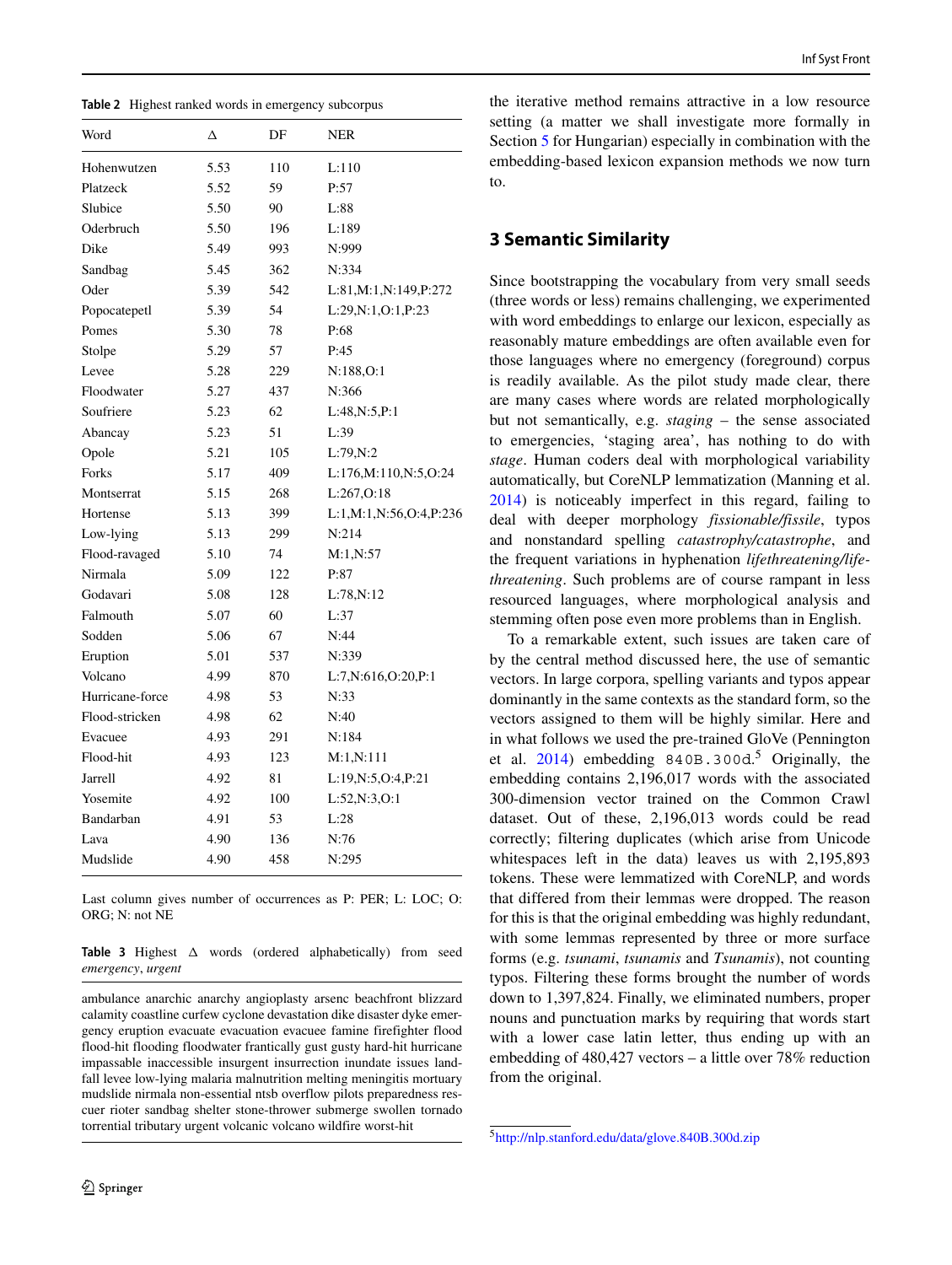**Table 2** Highest ranked words in emergency subcorpus

| Word | Δ | DF | NER |
|---|---|---|---|
| Hohenwutzen | 5.53 | 110 | L:110 |
| Platzeck | 5.52 | 59 | P:57 |
| Slubice | 5.50 | 90 | L:88 |
| Oderbruch | 5.50 | 196 | L:189 |
| Dike | 5.49 | 993 | N:999 |
| Sandbag | 5.45 | 362 | N:334 |
| Oder | 5.39 | 542 | L:81,M:1,N:149,P:272 |
| Popocatepetl | 5.39 | 54 | L:29,N:1,O:1,P:23 |
| Pomes | 5.30 | 78 | P:68 |
| Stolpe | 5.29 | 57 | P:45 |
| Levee | 5.28 | 229 | N:188,O:1 |
| Floodwater | 5.27 | 437 | N:366 |
| Soufriere | 5.23 | 62 | L:48,N:5,P:1 |
| Abancay | 5.23 | 51 | L:39 |
| Opole | 5.21 | 105 | L:79,N:2 |
| Forks | 5.17 | 409 | L:176,M:110,N:5,O:24 |
| Montserrat | 5.15 | 268 | L:267,O:18 |
| Hortense | 5.13 | 399 | L:1,M:1,N:56,O:4,P:236 |
| Low-lying | 5.13 | 299 | N:214 |
| Flood-ravaged | 5.10 | 74 | M:1,N:57 |
| Nirmala | 5.09 | 122 | P:87 |
| Godavari | 5.08 | 128 | L:78,N:12 |
| Falmouth | 5.07 | 60 | L:37 |
| Sodden | 5.06 | 67 | N:44 |
| Eruption | 5.01 | 537 | N:339 |
| Volcano | 4.99 | 870 | L:7,N:616,O:20,P:1 |
| Hurricane-force | 4.98 | 53 | N:33 |
| Flood-stricken | 4.98 | 62 | N:40 |
| Evacuee | 4.93 | 291 | N:184 |
| Flood-hit | 4.93 | 123 | M:1,N:111 |
| Jarrell | 4.92 | 81 | L:19,N:5,O:4,P:21 |
| Yosemite | 4.92 | 100 | L:52,N:3,O:1 |
| Bandarban | 4.91 | 53 | L:28 |
| Lava | 4.90 | 136 | N:76 |
| Mudslide | 4.90 | 458 | N:295 |

Last column gives number of occurrences as P: PER; L: LOC; O: ORG; N: not NE

**Table 3** Highest Δ words (ordered alphabetically) from seed *emergency*, *urgent*

ambulance anarchic anarchy angioplasty arsenc beachfront blizzard calamity coastline curfew cyclone devastation dike disaster dyke emergency eruption evacuate evacuation evacuee famine firefighter flood flood-hit flooding floodwater frantically gust gusty hard-hit hurricane impassable inaccessible insurgent insurrection inundate issues landfall levee low-lying malaria malnutrition melting meningitis mortuary mudslide nirmala non-essential ntsb overflow pilots preparedness rescuer rioter sandbag shelter stone-thrower submerge swollen tornado torrential tributary urgent volcanic volcano wildfire worst-hit

the iterative method remains attractive in a low resource setting (a matter we shall investigate more formally in Section 5 for Hungarian) especially in combination with the embedding-based lexicon expansion methods we now turn to.

## 3 Semantic Similarity

Since bootstrapping the vocabulary from very small seeds (three words or less) remains challenging, we experimented with word embeddings to enlarge our lexicon, especially as reasonably mature embeddings are often available even for those languages where no emergency (foreground) corpus is readily available. As the pilot study made clear, there are many cases where words are related morphologically but not semantically, e.g. *staging* – the sense associated to emergencies, 'staging area', has nothing to do with *stage*. Human coders deal with morphological variability automatically, but CoreNLP lemmatization (Manning et al. 2014) is noticeably imperfect in this regard, failing to deal with deeper morphology *fissionable/fissile*, typos and nonstandard spelling *catastrophy/catastrophe*, and the frequent variations in hyphenation *lifethreatening/life-threatening*. Such problems are of course rampant in less resourced languages, where morphological analysis and stemming often pose even more problems than in English.

To a remarkable extent, such issues are taken care of by the central method discussed here, the use of semantic vectors. In large corpora, spelling variants and typos appear dominantly in the same contexts as the standard form, so the vectors assigned to them will be highly similar. Here and in what follows we used the pre-trained GloVe (Pennington et al. 2014) embedding `840B.300d`.[5] Originally, the embedding contains 2,196,017 words with the associated 300-dimension vector trained on the Common Crawl dataset. Out of these, 2,196,013 words could be read correctly; filtering duplicates (which arise from Unicode whitespaces left in the data) leaves us with 2,195,893 tokens. These were lemmatized with CoreNLP, and words that differed from their lemmas were dropped. The reason for this is that the original embedding was highly redundant, with some lemmas represented by three or more surface forms (e.g. *tsunami*, *tsunamis* and *Tsunamis*), not counting typos. Filtering these forms brought the number of words down to 1,397,824. Finally, we eliminated numbers, proper nouns and punctuation marks by requiring that words start with a lower case latin letter, thus ending up with an embedding of 480,427 vectors – a little over 78% reduction from the original.

[5] http://nlp.stanford.edu/data/glove.840B.300d.zip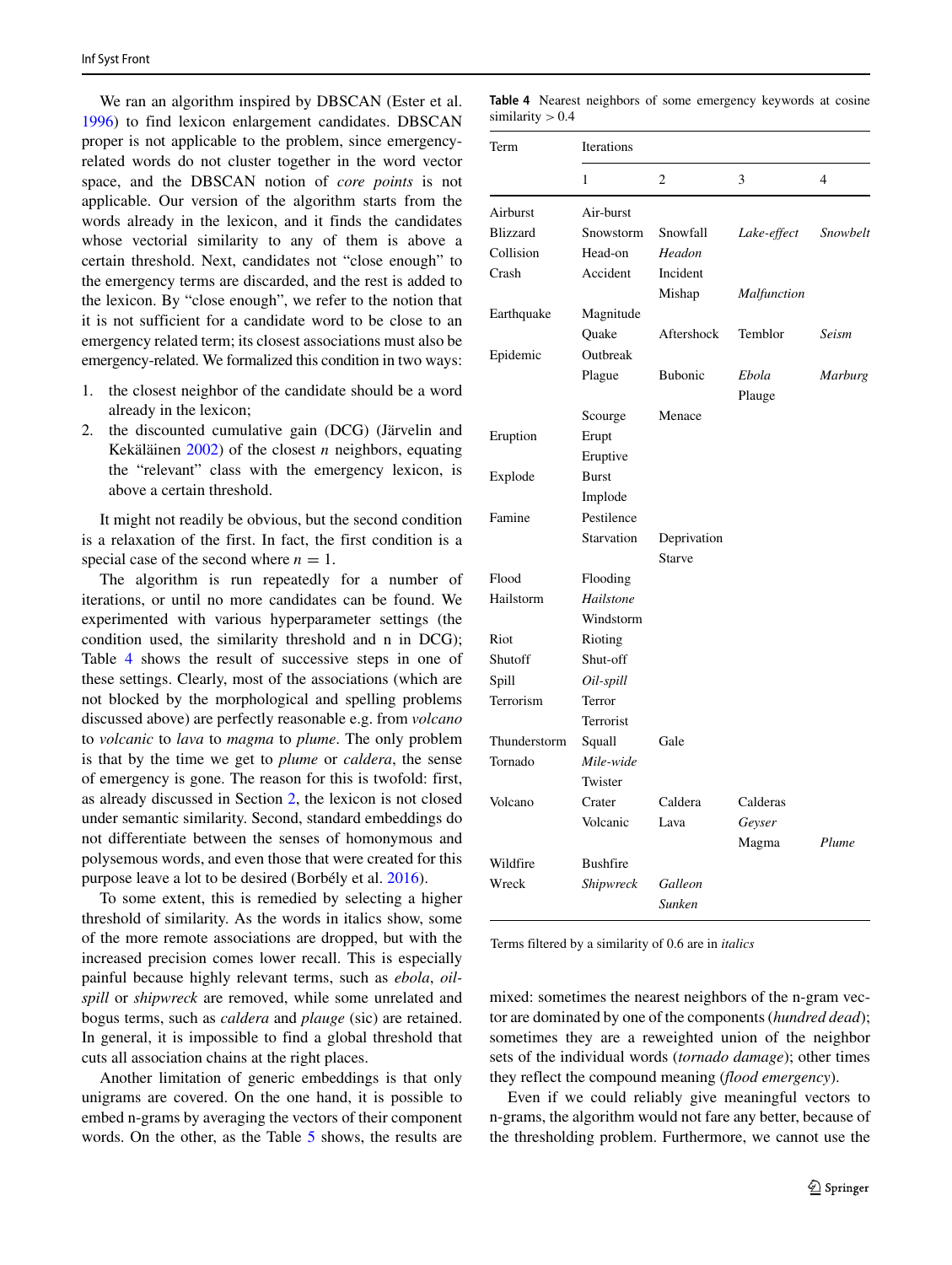We ran an algorithm inspired by DBSCAN (Ester et al. 1996) to find lexicon enlargement candidates. DBSCAN proper is not applicable to the problem, since emergency-related words do not cluster together in the word vector space, and the DBSCAN notion of *core points* is not applicable. Our version of the algorithm starts from the words already in the lexicon, and it finds the candidates whose vectorial similarity to any of them is above a certain threshold. Next, candidates not "close enough" to the emergency terms are discarded, and the rest is added to the lexicon. By "close enough", we refer to the notion that it is not sufficient for a candidate word to be close to an emergency related term; its closest associations must also be emergency-related. We formalized this condition in two ways:

1. the closest neighbor of the candidate should be a word already in the lexicon;
2. the discounted cumulative gain (DCG) (Järvelin and Kekäläinen 2002) of the closest $n$ neighbors, equating the "relevant" class with the emergency lexicon, is above a certain threshold.

It might not readily be obvious, but the second condition is a relaxation of the first. In fact, the first condition is a special case of the second where $n = 1$.

The algorithm is run repeatedly for a number of iterations, or until no more candidates can be found. We experimented with various hyperparameter settings (the condition used, the similarity threshold and n in DCG); Table 4 shows the result of successive steps in one of these settings. Clearly, most of the associations (which are not blocked by the morphological and spelling problems discussed above) are perfectly reasonable e.g. from *volcano* to *volcanic* to *lava* to *magma* to *plume*. The only problem is that by the time we get to *plume* or *caldera*, the sense of emergency is gone. The reason for this is twofold: first, as already discussed in Section 2, the lexicon is not closed under semantic similarity. Second, standard embeddings do not differentiate between the senses of homonymous and polysemous words, and even those that were created for this purpose leave a lot to be desired (Borbély et al. 2016).

To some extent, this is remedied by selecting a higher threshold of similarity. As the words in italics show, some of the more remote associations are dropped, but with the increased precision comes lower recall. This is especially painful because highly relevant terms, such as *ebola*, *oil-spill* or *shipwreck* are removed, while some unrelated and bogus terms, such as *caldera* and *plauge* (sic) are retained. In general, it is impossible to find a global threshold that cuts all association chains at the right places.

Another limitation of generic embeddings is that only unigrams are covered. On the one hand, it is possible to embed n-grams by averaging the vectors of their component words. On the other, as the Table 5 shows, the results are mixed: sometimes the nearest neighbors of the n-gram vector are dominated by one of the components (*hundred dead*); sometimes they are a reweighted union of the neighbor sets of the individual words (*tornado damage*); other times they reflect the compound meaning (*flood emergency*).

Even if we could reliably give meaningful vectors to n-grams, the algorithm would not fare any better, because of the thresholding problem. Furthermore, we cannot use the

**Table 4** Nearest neighbors of some emergency keywords at cosine similarity > 0.4

| Term | Iterations | | | |
|---|---|---|---|---|
| | 1 | 2 | 3 | 4 |
| Airburst | Air-burst | | | |
| Blizzard | Snowstorm | Snowfall | *Lake-effect* | *Snowbelt* |
| Collision | Head-on | *Headon* | | |
| Crash | Accident | Incident | | |
| | | Mishap | *Malfunction* | |
| Earthquake | Magnitude | | | |
| | Quake | Aftershock | Temblor | *Seism* |
| Epidemic | Outbreak | | | |
| | Plague | Bubonic | *Ebola* | *Marburg* |
| | | | Plauge | |
| | Scourge | Menace | | |
| Eruption | Erupt | | | |
| | Eruptive | | | |
| Explode | Burst | | | |
| | Implode | | | |
| Famine | Pestilence | | | |
| | Starvation | Deprivation | | |
| | | Starve | | |
| Flood | Flooding | | | |
| Hailstorm | *Hailstone* | | | |
| | Windstorm | | | |
| Riot | Rioting | | | |
| Shutoff | Shut-off | | | |
| Spill | *Oil-spill* | | | |
| Terrorism | Terror | | | |
| | Terrorist | | | |
| Thunderstorm | Squall | Gale | | |
| Tornado | *Mile-wide* | | | |
| | Twister | | | |
| Volcano | Crater | Caldera | Calderas | |
| | Volcanic | Lava | *Geyser* | |
| | | | Magma | *Plume* |
| Wildfire | Bushfire | | | |
| Wreck | *Shipwreck* | *Galleon* | | |
| | | *Sunken* | | |

Terms filtered by a similarity of 0.6 are in *italics*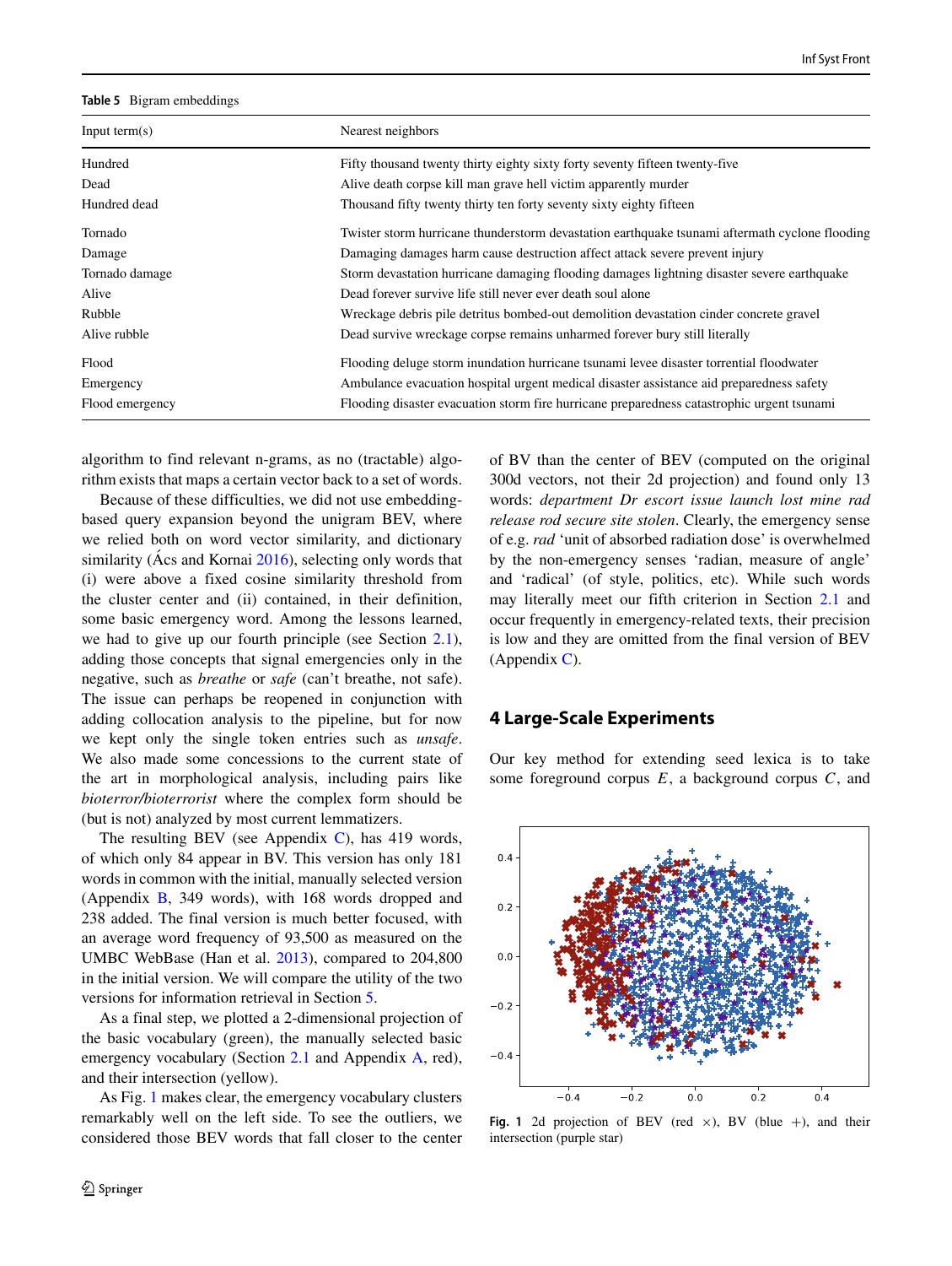**Table 5** Bigram embeddings

| Input term(s) | Nearest neighbors |
|---|---|
| Hundred | Fifty thousand twenty thirty eighty sixty forty seventy fifteen twenty-five |
| Dead | Alive death corpse kill man grave hell victim apparently murder |
| Hundred dead | Thousand fifty twenty thirty ten forty seventy sixty eighty fifteen |
| Tornado | Twister storm hurricane thunderstorm devastation earthquake tsunami aftermath cyclone flooding |
| Damage | Damaging damages harm cause destruction affect attack severe prevent injury |
| Tornado damage | Storm devastation hurricane damaging flooding damages lightning disaster severe earthquake |
| Alive | Dead forever survive life still never ever death soul alone |
| Rubble | Wreckage debris pile detritus bombed-out demolition devastation cinder concrete gravel |
| Alive rubble | Dead survive wreckage corpse remains unharmed forever bury still literally |
| Flood | Flooding deluge storm inundation hurricane tsunami levee disaster torrential floodwater |
| Emergency | Ambulance evacuation hospital urgent medical disaster assistance aid preparedness safety |
| Flood emergency | Flooding disaster evacuation storm fire hurricane preparedness catastrophic urgent tsunami |

algorithm to find relevant n-grams, as no (tractable) algorithm exists that maps a certain vector back to a set of words.

Because of these difficulties, we did not use embedding-based query expansion beyond the unigram BEV, where we relied both on word vector similarity, and dictionary similarity (Ács and Kornai 2016), selecting only words that (i) were above a fixed cosine similarity threshold from the cluster center and (ii) contained, in their definition, some basic emergency word. Among the lessons learned, we had to give up our fourth principle (see Section 2.1), adding those concepts that signal emergencies only in the negative, such as *breathe* or *safe* (can't breathe, not safe). The issue can perhaps be reopened in conjunction with adding collocation analysis to the pipeline, but for now we kept only the single token entries such as *unsafe*. We also made some concessions to the current state of the art in morphological analysis, including pairs like *bioterror/bioterrorist* where the complex form should be (but is not) analyzed by most current lemmatizers.

The resulting BEV (see Appendix C), has 419 words, of which only 84 appear in BV. This version has only 181 words in common with the initial, manually selected version (Appendix B, 349 words), with 168 words dropped and 238 added. The final version is much better focused, with an average word frequency of 93,500 as measured on the UMBC WebBase (Han et al. 2013), compared to 204,800 in the initial version. We will compare the utility of the two versions for information retrieval in Section 5.

As a final step, we plotted a 2-dimensional projection of the basic vocabulary (green), the manually selected basic emergency vocabulary (Section 2.1 and Appendix A, red), and their intersection (yellow).

As Fig. 1 makes clear, the emergency vocabulary clusters remarkably well on the left side. To see the outliers, we considered those BEV words that fall closer to the center of BV than the center of BEV (computed on the original 300d vectors, not their 2d projection) and found only 13 words: *department Dr escort issue launch lost mine rad release rod secure site stolen*. Clearly, the emergency sense of e.g. *rad* 'unit of absorbed radiation dose' is overwhelmed by the non-emergency senses 'radian, measure of angle' and 'radical' (of style, politics, etc). While such words may literally meet our fifth criterion in Section 2.1 and occur frequently in emergency-related texts, their precision is low and they are omitted from the final version of BEV (Appendix C).

## 4 Large-Scale Experiments

Our key method for extending seed lexica is to take some foreground corpus $E$, a background corpus $C$, and

**Fig. 1** 2d projection of BEV (red ×), BV (blue +), and their intersection (purple star)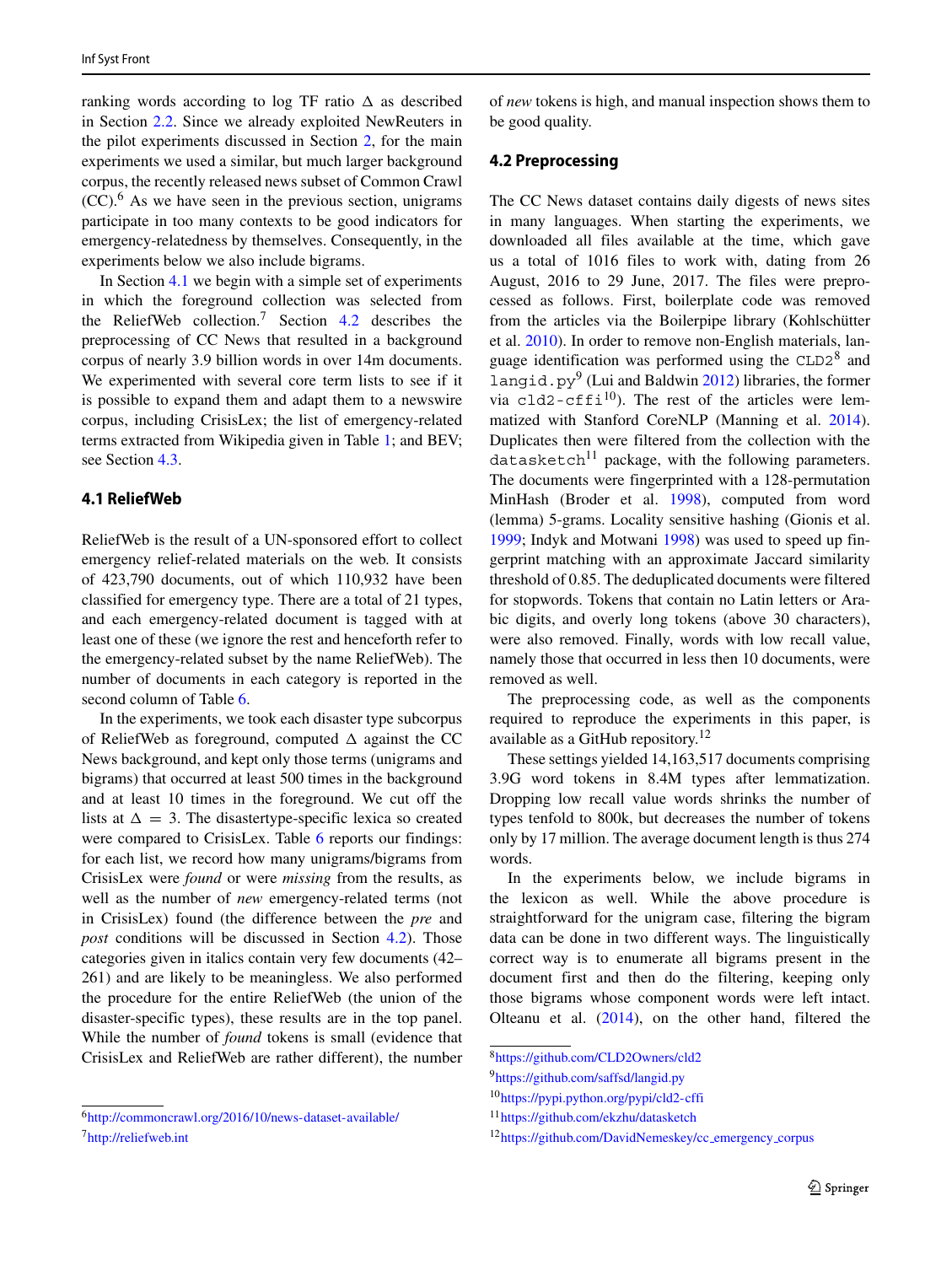ranking words according to log TF ratio Δ as described in Section 2.2. Since we already exploited NewReuters in the pilot experiments discussed in Section 2, for the main experiments we used a similar, but much larger background corpus, the recently released news subset of Common Crawl (CC).[6] As we have seen in the previous section, unigrams participate in too many contexts to be good indicators for emergency-relatedness by themselves. Consequently, in the experiments below we also include bigrams.

In Section 4.1 we begin with a simple set of experiments in which the foreground collection was selected from the ReliefWeb collection.[7] Section 4.2 describes the preprocessing of CC News that resulted in a background corpus of nearly 3.9 billion words in over 14m documents. We experimented with several core term lists to see if it is possible to expand them and adapt them to a newswire corpus, including CrisisLex; the list of emergency-related terms extracted from Wikipedia given in Table 1; and BEV; see Section 4.3.

### 4.1 ReliefWeb

ReliefWeb is the result of a UN-sponsored effort to collect emergency relief-related materials on the web. It consists of 423,790 documents, out of which 110,932 have been classified for emergency type. There are a total of 21 types, and each emergency-related document is tagged with at least one of these (we ignore the rest and henceforth refer to the emergency-related subset by the name ReliefWeb). The number of documents in each category is reported in the second column of Table 6.

In the experiments, we took each disaster type subcorpus of ReliefWeb as foreground, computed Δ against the CC News background, and kept only those terms (unigrams and bigrams) that occurred at least 500 times in the background and at least 10 times in the foreground. We cut off the lists at Δ = 3. The disastertype-specific lexica so created were compared to CrisisLex. Table 6 reports our findings: for each list, we record how many unigrams/bigrams from CrisisLex were *found* or were *missing* from the results, as well as the number of *new* emergency-related terms (not in CrisisLex) found (the difference between the *pre* and *post* conditions will be discussed in Section 4.2). Those categories given in italics contain very few documents (42–261) and are likely to be meaningless. We also performed the procedure for the entire ReliefWeb (the union of the disaster-specific types), these results are in the top panel. While the number of *found* tokens is small (evidence that CrisisLex and ReliefWeb are rather different), the number of *new* tokens is high, and manual inspection shows them to be good quality.

[6] http://commoncrawl.org/2016/10/news-dataset-available/

[7] http://reliefweb.int

### 4.2 Preprocessing

The CC News dataset contains daily digests of news sites in many languages. When starting the experiments, we downloaded all files available at the time, which gave us a total of 1016 files to work with, dating from 26 August, 2016 to 29 June, 2017. The files were preprocessed as follows. First, boilerplate code was removed from the articles via the Boilerpipe library (Kohlschütter et al. 2010). In order to remove non-English materials, language identification was performed using the `CLD2`[8] and `langid.py`[9] (Lui and Baldwin 2012) libraries, the former via `cld2-cffi`[10]). The rest of the articles were lemmatized with Stanford CoreNLP (Manning et al. 2014). Duplicates then were filtered from the collection with the `datasketch`[11] package, with the following parameters. The documents were fingerprinted with a 128-permutation MinHash (Broder et al. 1998), computed from word (lemma) 5-grams. Locality sensitive hashing (Gionis et al. 1999; Indyk and Motwani 1998) was used to speed up fingerprint matching with an approximate Jaccard similarity threshold of 0.85. The deduplicated documents were filtered for stopwords. Tokens that contain no Latin letters or Arabic digits, and overly long tokens (above 30 characters), were also removed. Finally, words with low recall value, namely those that occurred in less then 10 documents, were removed as well.

The preprocessing code, as well as the components required to reproduce the experiments in this paper, is available as a GitHub repository.[12]

These settings yielded 14,163,517 documents comprising 3.9G word tokens in 8.4M types after lemmatization. Dropping low recall value words shrinks the number of types tenfold to 800k, but decreases the number of tokens only by 17 million. The average document length is thus 274 words.

In the experiments below, we include bigrams in the lexicon as well. While the above procedure is straightforward for the unigram case, filtering the bigram data can be done in two different ways. The linguistically correct way is to enumerate all bigrams present in the document first and then do the filtering, keeping only those bigrams whose component words were left intact. Olteanu et al. (2014), on the other hand, filtered the

[8] https://github.com/CLD2Owners/cld2

[9] https://github.com/saffsd/langid.py

[10] https://pypi.python.org/pypi/cld2-cffi

[11] https://github.com/ekzhu/datasketch

[12] https://github.com/DavidNemeskey/cc_emergency_corpus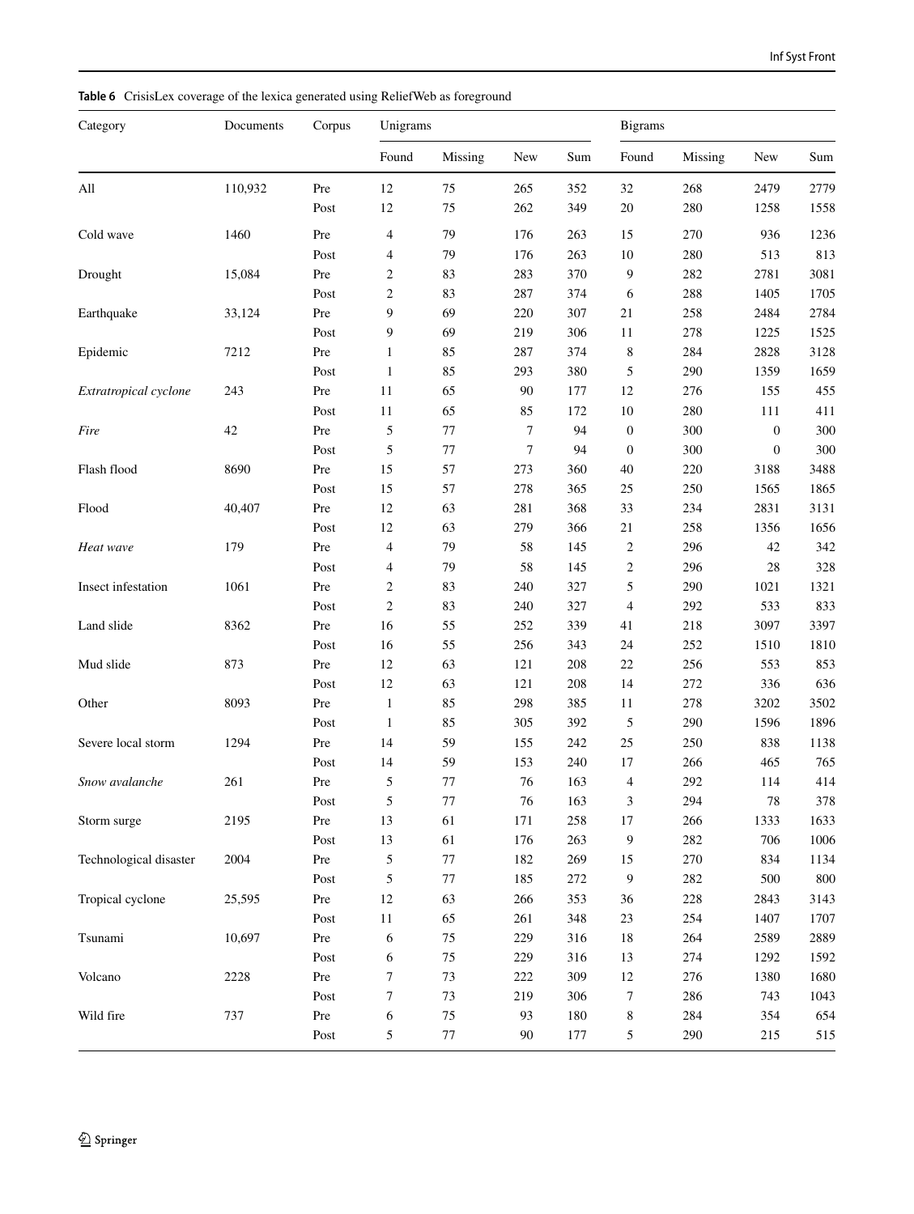**Table 6** CrisisLex coverage of the lexica generated using ReliefWeb as foreground

| Category | Documents | Corpus | Unigrams | | | | Bigrams | | | |
|---|---|---|---|---|---|---|---|---|---|---|
| | | | Found | Missing | New | Sum | Found | Missing | New | Sum |
| All | 110,932 | Pre | 12 | 75 | 265 | 352 | 32 | 268 | 2479 | 2779 |
| | | Post | 12 | 75 | 262 | 349 | 20 | 280 | 1258 | 1558 |
| Cold wave | 1460 | Pre | 4 | 79 | 176 | 263 | 15 | 270 | 936 | 1236 |
| | | Post | 4 | 79 | 176 | 263 | 10 | 280 | 513 | 813 |
| Drought | 15,084 | Pre | 2 | 83 | 283 | 370 | 9 | 282 | 2781 | 3081 |
| | | Post | 2 | 83 | 287 | 374 | 6 | 288 | 1405 | 1705 |
| Earthquake | 33,124 | Pre | 9 | 69 | 220 | 307 | 21 | 258 | 2484 | 2784 |
| | | Post | 9 | 69 | 219 | 306 | 11 | 278 | 1225 | 1525 |
| Epidemic | 7212 | Pre | 1 | 85 | 287 | 374 | 8 | 284 | 2828 | 3128 |
| | | Post | 1 | 85 | 293 | 380 | 5 | 290 | 1359 | 1659 |
| *Extratropical cyclone* | 243 | Pre | 11 | 65 | 90 | 177 | 12 | 276 | 155 | 455 |
| | | Post | 11 | 65 | 85 | 172 | 10 | 280 | 111 | 411 |
| *Fire* | 42 | Pre | 5 | 77 | 7 | 94 | 0 | 300 | 0 | 300 |
| | | Post | 5 | 77 | 7 | 94 | 0 | 300 | 0 | 300 |
| Flash flood | 8690 | Pre | 15 | 57 | 273 | 360 | 40 | 220 | 3188 | 3488 |
| | | Post | 15 | 57 | 278 | 365 | 25 | 250 | 1565 | 1865 |
| Flood | 40,407 | Pre | 12 | 63 | 281 | 368 | 33 | 234 | 2831 | 3131 |
| | | Post | 12 | 63 | 279 | 366 | 21 | 258 | 1356 | 1656 |
| *Heat wave* | 179 | Pre | 4 | 79 | 58 | 145 | 2 | 296 | 42 | 342 |
| | | Post | 4 | 79 | 58 | 145 | 2 | 296 | 28 | 328 |
| Insect infestation | 1061 | Pre | 2 | 83 | 240 | 327 | 5 | 290 | 1021 | 1321 |
| | | Post | 2 | 83 | 240 | 327 | 4 | 292 | 533 | 833 |
| Land slide | 8362 | Pre | 16 | 55 | 252 | 339 | 41 | 218 | 3097 | 3397 |
| | | Post | 16 | 55 | 256 | 343 | 24 | 252 | 1510 | 1810 |
| Mud slide | 873 | Pre | 12 | 63 | 121 | 208 | 22 | 256 | 553 | 853 |
| | | Post | 12 | 63 | 121 | 208 | 14 | 272 | 336 | 636 |
| Other | 8093 | Pre | 1 | 85 | 298 | 385 | 11 | 278 | 3202 | 3502 |
| | | Post | 1 | 85 | 305 | 392 | 5 | 290 | 1596 | 1896 |
| Severe local storm | 1294 | Pre | 14 | 59 | 155 | 242 | 25 | 250 | 838 | 1138 |
| | | Post | 14 | 59 | 153 | 240 | 17 | 266 | 465 | 765 |
| *Snow avalanche* | 261 | Pre | 5 | 77 | 76 | 163 | 4 | 292 | 114 | 414 |
| | | Post | 5 | 77 | 76 | 163 | 3 | 294 | 78 | 378 |
| Storm surge | 2195 | Pre | 13 | 61 | 171 | 258 | 17 | 266 | 1333 | 1633 |
| | | Post | 13 | 61 | 176 | 263 | 9 | 282 | 706 | 1006 |
| Technological disaster | 2004 | Pre | 5 | 77 | 182 | 269 | 15 | 270 | 834 | 1134 |
| | | Post | 5 | 77 | 185 | 272 | 9 | 282 | 500 | 800 |
| Tropical cyclone | 25,595 | Pre | 12 | 63 | 266 | 353 | 36 | 228 | 2843 | 3143 |
| | | Post | 11 | 65 | 261 | 348 | 23 | 254 | 1407 | 1707 |
| Tsunami | 10,697 | Pre | 6 | 75 | 229 | 316 | 18 | 264 | 2589 | 2889 |
| | | Post | 6 | 75 | 229 | 316 | 13 | 274 | 1292 | 1592 |
| Volcano | 2228 | Pre | 7 | 73 | 222 | 309 | 12 | 276 | 1380 | 1680 |
| | | Post | 7 | 73 | 219 | 306 | 7 | 286 | 743 | 1043 |
| Wild fire | 737 | Pre | 6 | 75 | 93 | 180 | 8 | 284 | 354 | 654 |
| | | Post | 5 | 77 | 90 | 177 | 5 | 290 | 215 | 515 |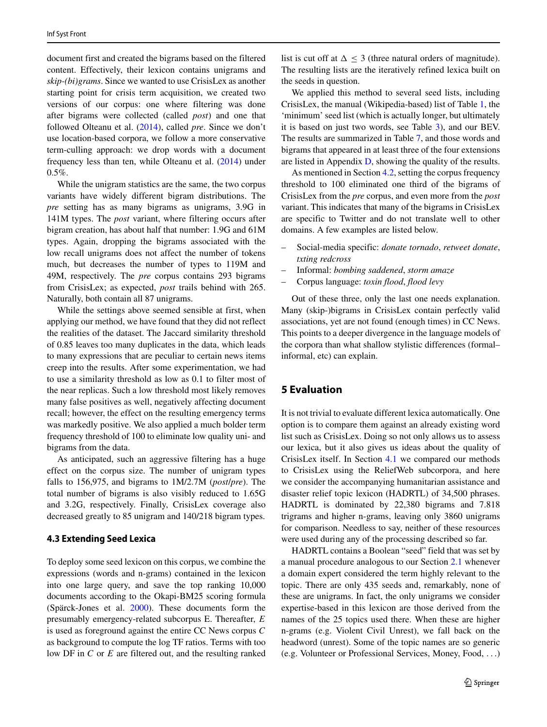document first and created the bigrams based on the filtered content. Effectively, their lexicon contains unigrams and *skip-(bi)grams*. Since we wanted to use CrisisLex as another starting point for crisis term acquisition, we created two versions of our corpus: one where filtering was done after bigrams were collected (called *post*) and one that followed Olteanu et al. (2014), called *pre*. Since we don't use location-based corpora, we follow a more conservative term-culling approach: we drop words with a document frequency less than ten, while Olteanu et al. (2014) under 0.5%.

While the unigram statistics are the same, the two corpus variants have widely different bigram distributions. The *pre* setting has as many bigrams as unigrams, 3.9G in 141M types. The *post* variant, where filtering occurs after bigram creation, has about half that number: 1.9G and 61M types. Again, dropping the bigrams associated with the low recall unigrams does not affect the number of tokens much, but decreases the number of types to 119M and 49M, respectively. The *pre* corpus contains 293 bigrams from CrisisLex; as expected, *post* trails behind with 265. Naturally, both contain all 87 unigrams.

While the settings above seemed sensible at first, when applying our method, we have found that they did not reflect the realities of the dataset. The Jaccard similarity threshold of 0.85 leaves too many duplicates in the data, which leads to many expressions that are peculiar to certain news items creep into the results. After some experimentation, we had to use a similarity threshold as low as 0.1 to filter most of the near replicas. Such a low threshold most likely removes many false positives as well, negatively affecting document recall; however, the effect on the resulting emergency terms was markedly positive. We also applied a much bolder term frequency threshold of 100 to eliminate low quality uni- and bigrams from the data.

As anticipated, such an aggressive filtering has a huge effect on the corpus size. The number of unigram types falls to 156,975, and bigrams to 1M/2.7M (*post*/*pre*). The total number of bigrams is also visibly reduced to 1.65G and 3.2G, respectively. Finally, CrisisLex coverage also decreased greatly to 85 unigram and 140/218 bigram types.

### 4.3 Extending Seed Lexica

To deploy some seed lexicon on this corpus, we combine the expressions (words and n-grams) contained in the lexicon into one large query, and save the top ranking 10,000 documents according to the Okapi-BM25 scoring formula (Spärck-Jones et al. 2000). These documents form the presumably emergency-related subcorpus E. Thereafter, $E$ is used as foreground against the entire CC News corpus $C$ as background to compute the log TF ratios. Terms with too low DF in $C$ or $E$ are filtered out, and the resulting ranked list is cut off at $\Delta \leq 3$ (three natural orders of magnitude). The resulting lists are the iteratively refined lexica built on the seeds in question.

We applied this method to several seed lists, including CrisisLex, the manual (Wikipedia-based) list of Table 1, the 'minimum' seed list (which is actually longer, but ultimately it is based on just two words, see Table 3), and our BEV. The results are summarized in Table 7, and those words and bigrams that appeared in at least three of the four extensions are listed in Appendix D, showing the quality of the results.

As mentioned in Section 4.2, setting the corpus frequency threshold to 100 eliminated one third of the bigrams of CrisisLex from the *pre* corpus, and even more from the *post* variant. This indicates that many of the bigrams in CrisisLex are specific to Twitter and do not translate well to other domains. A few examples are listed below.

- Social-media specific: *donate tornado*, *retweet donate*, *txting redcross*
- Informal: *bombing saddened*, *storm amaze*
- Corpus language: *toxin flood*, *flood levy*

Out of these three, only the last one needs explanation. Many (skip-)bigrams in CrisisLex contain perfectly valid associations, yet are not found (enough times) in CC News. This points to a deeper divergence in the language models of the corpora than what shallow stylistic differences (formal–informal, etc) can explain.

## 5 Evaluation

It is not trivial to evaluate different lexica automatically. One option is to compare them against an already existing word list such as CrisisLex. Doing so not only allows us to assess our lexica, but it also gives us ideas about the quality of CrisisLex itself. In Section 4.1 we compared our methods to CrisisLex using the ReliefWeb subcorpora, and here we consider the accompanying humanitarian assistance and disaster relief topic lexicon (HADRTL) of 34,500 phrases. HADRTL is dominated by 22,380 bigrams and 7.818 trigrams and higher n-grams, leaving only 3860 unigrams for comparison. Needless to say, neither of these resources were used during any of the processing described so far.

HADRTL contains a Boolean "seed" field that was set by a manual procedure analogous to our Section 2.1 whenever a domain expert considered the term highly relevant to the topic. There are only 435 seeds and, remarkably, none of these are unigrams. In fact, the only unigrams we consider expertise-based in this lexicon are those derived from the names of the 25 topics used there. When these are higher n-grams (e.g. Violent Civil Unrest), we fall back on the headword (unrest). Some of the topic names are so generic (e.g. Volunteer or Professional Services, Money, Food, ...)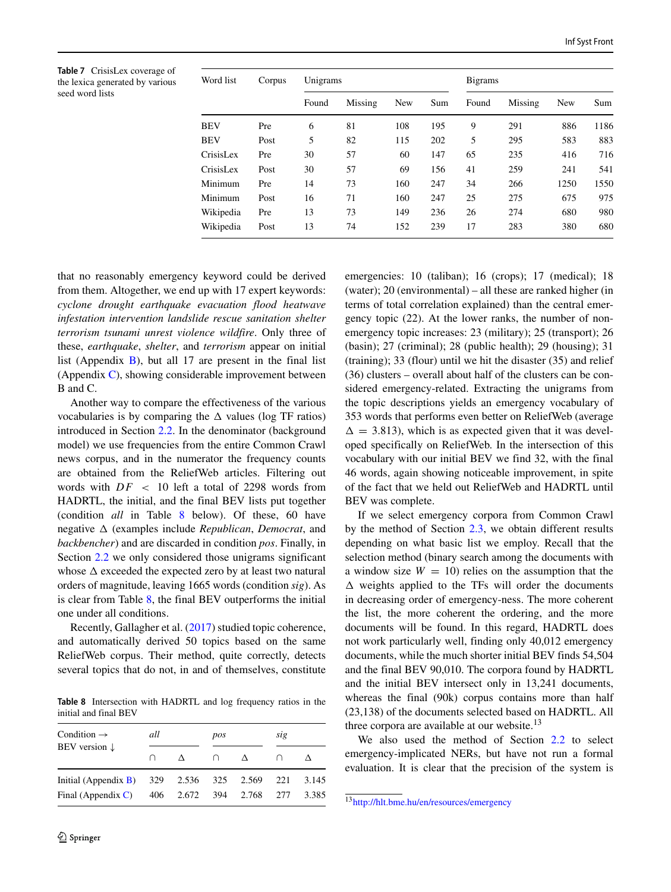**Table 7** CrisisLex coverage of the lexica generated by various seed word lists

| Word list | Corpus | Unigrams | | | | Bigrams | | | |
|---|---|---|---|---|---|---|---|---|---|
| | | Found | Missing | New | Sum | Found | Missing | New | Sum |
| BEV | Pre | 6 | 81 | 108 | 195 | 9 | 291 | 886 | 1186 |
| BEV | Post | 5 | 82 | 115 | 202 | 5 | 295 | 583 | 883 |
| CrisisLex | Pre | 30 | 57 | 60 | 147 | 65 | 235 | 416 | 716 |
| CrisisLex | Post | 30 | 57 | 69 | 156 | 41 | 259 | 241 | 541 |
| Minimum | Pre | 14 | 73 | 160 | 247 | 34 | 266 | 1250 | 1550 |
| Minimum | Post | 16 | 71 | 160 | 247 | 25 | 275 | 675 | 975 |
| Wikipedia | Pre | 13 | 73 | 149 | 236 | 26 | 274 | 680 | 980 |
| Wikipedia | Post | 13 | 74 | 152 | 239 | 17 | 283 | 380 | 680 |

that no reasonably emergency keyword could be derived from them. Altogether, we end up with 17 expert keywords: *cyclone drought earthquake evacuation flood heatwave infestation intervention landslide rescue sanitation shelter terrorism tsunami unrest violence wildfire*. Only three of these, *earthquake*, *shelter*, and *terrorism* appear on initial list (Appendix B), but all 17 are present in the final list (Appendix C), showing considerable improvement between B and C.

Another way to compare the effectiveness of the various vocabularies is by comparing the Δ values (log TF ratios) introduced in Section 2.2. In the denominator (background model) we use frequencies from the entire Common Crawl news corpus, and in the numerator the frequency counts are obtained from the ReliefWeb articles. Filtering out words with $DF < 10$ left a total of 2298 words from HADRTL, the initial, and the final BEV lists put together (condition *all* in Table 8 below). Of these, 60 have negative Δ (examples include *Republican*, *Democrat*, and *backbencher*) and are discarded in condition *pos*. Finally, in Section 2.2 we only considered those unigrams significant whose Δ exceeded the expected zero by at least two natural orders of magnitude, leaving 1665 words (condition *sig*). As is clear from Table 8, the final BEV outperforms the initial one under all conditions.

Recently, Gallagher et al. (2017) studied topic coherence, and automatically derived 50 topics based on the same ReliefWeb corpus. Their method, quite correctly, detects several topics that do not, in and of themselves, constitute

**Table 8** Intersection with HADRTL and log frequency ratios in the initial and final BEV

| Condition → BEV version ↓ | *all* | | *pos* | | *sig* | |
|---|---|---|---|---|---|---|
| | ∩ | Δ | ∩ | Δ | ∩ | Δ |
| Initial (Appendix B) | 329 | 2.536 | 325 | 2.569 | 221 | 3.145 |
| Final (Appendix C) | 406 | 2.672 | 394 | 2.768 | 277 | 3.385 |

emergencies: 10 (taliban); 16 (crops); 17 (medical); 18 (water); 20 (environmental) – all these are ranked higher (in terms of total correlation explained) than the central emergency topic (22). At the lower ranks, the number of non-emergency topic increases: 23 (military); 25 (transport); 26 (basin); 27 (criminal); 28 (public health); 29 (housing); 31 (training); 33 (flour) until we hit the disaster (35) and relief (36) clusters – overall about half of the clusters can be considered emergency-related. Extracting the unigrams from the topic descriptions yields an emergency vocabulary of 353 words that performs even better on ReliefWeb (average $\Delta = 3.813$), which is as expected given that it was developed specifically on ReliefWeb. In the intersection of this vocabulary with our initial BEV we find 32, with the final 46 words, again showing noticeable improvement, in spite of the fact that we held out ReliefWeb and HADRTL until BEV was complete.

If we select emergency corpora from Common Crawl by the method of Section 2.3, we obtain different results depending on what basic list we employ. Recall that the selection method (binary search among the documents with a window size $W = 10$) relies on the assumption that the Δ weights applied to the TFs will order the documents in decreasing order of emergency-ness. The more coherent the list, the more coherent the ordering, and the more documents will be found. In this regard, HADRTL does not work particularly well, finding only 40,012 emergency documents, while the much shorter initial BEV finds 54,504 and the final BEV 90,010. The corpora found by HADRTL and the initial BEV intersect only in 13,241 documents, whereas the final (90k) corpus contains more than half (23,138) of the documents selected based on HADRTL. All three corpora are available at our website.[13]

We also used the method of Section 2.2 to select emergency-implicated NERs, but have not run a formal evaluation. It is clear that the precision of the system is

[13] http://hlt.bme.hu/en/resources/emergency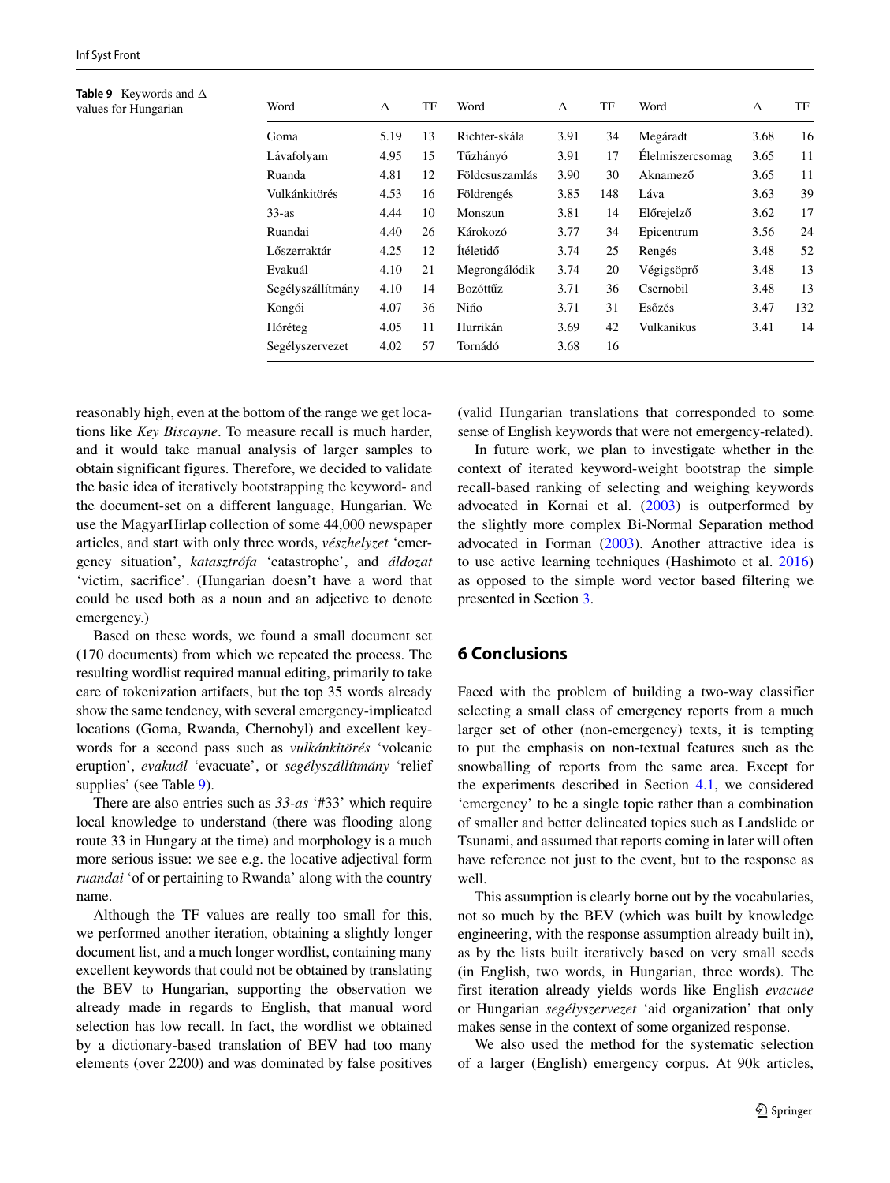**Table 9** Keywords and Δ values for Hungarian

| Word | Δ | TF | Word | Δ | TF | Word | Δ | TF |
|---|---|---|---|---|---|---|---|---|
| Goma | 5.19 | 13 | Richter-skála | 3.91 | 34 | Megáradt | 3.68 | 16 |
| Lávafolyam | 4.95 | 15 | Tűzhányó | 3.91 | 17 | Élelmiszercsomag | 3.65 | 11 |
| Ruanda | 4.81 | 12 | Földcsuszamlás | 3.90 | 30 | Aknamező | 3.65 | 11 |
| Vulkánkitörés | 4.53 | 16 | Földrengés | 3.85 | 148 | Láva | 3.63 | 39 |
| 33-as | 4.44 | 10 | Monszun | 3.81 | 14 | Előrejelző | 3.62 | 17 |
| Ruandai | 4.40 | 26 | Károkozó | 3.77 | 34 | Epicentrum | 3.56 | 24 |
| Lőszerraktár | 4.25 | 12 | Ítéletidő | 3.74 | 25 | Rengés | 3.48 | 52 |
| Evakuál | 4.10 | 21 | Megrongálódik | 3.74 | 20 | Végigsöprő | 3.48 | 13 |
| Segélyszállítmány | 4.10 | 14 | Bozóttűz | 3.71 | 36 | Csernobil | 3.48 | 13 |
| Kongói | 4.07 | 36 | Niño | 3.71 | 31 | Esőzés | 3.47 | 132 |
| Hóréteg | 4.05 | 11 | Hurrikán | 3.69 | 42 | Vulkanikus | 3.41 | 14 |
| Segélyszervezet | 4.02 | 57 | Tornádó | 3.68 | 16 | | | |

reasonably high, even at the bottom of the range we get locations like *Key Biscayne*. To measure recall is much harder, and it would take manual analysis of larger samples to obtain significant figures. Therefore, we decided to validate the basic idea of iteratively bootstrapping the keyword- and the document-set on a different language, Hungarian. We use the MagyarHirlap collection of some 44,000 newspaper articles, and start with only three words, *vészhelyzet* 'emergency situation', *katasztrófa* 'catastrophe', and *áldozat* 'victim, sacrifice'. (Hungarian doesn't have a word that could be used both as a noun and an adjective to denote emergency.)

Based on these words, we found a small document set (170 documents) from which we repeated the process. The resulting wordlist required manual editing, primarily to take care of tokenization artifacts, but the top 35 words already show the same tendency, with several emergency-implicated locations (Goma, Rwanda, Chernobyl) and excellent keywords for a second pass such as *vulkánkitörés* 'volcanic eruption', *evakuál* 'evacuate', or *segélyszállítmány* 'relief supplies' (see Table 9).

There are also entries such as *33-as* '#33' which require local knowledge to understand (there was flooding along route 33 in Hungary at the time) and morphology is a much more serious issue: we see e.g. the locative adjectival form *ruandai* 'of or pertaining to Rwanda' along with the country name.

Although the TF values are really too small for this, we performed another iteration, obtaining a slightly longer document list, and a much longer wordlist, containing many excellent keywords that could not be obtained by translating the BEV to Hungarian, supporting the observation we already made in regards to English, that manual word selection has low recall. In fact, the wordlist we obtained by a dictionary-based translation of BEV had too many elements (over 2200) and was dominated by false positives (valid Hungarian translations that corresponded to some sense of English keywords that were not emergency-related).

In future work, we plan to investigate whether in the context of iterated keyword-weight bootstrap the simple recall-based ranking of selecting and weighing keywords advocated in Kornai et al. (2003) is outperformed by the slightly more complex Bi-Normal Separation method advocated in Forman (2003). Another attractive idea is to use active learning techniques (Hashimoto et al. 2016) as opposed to the simple word vector based filtering we presented in Section 3.

## 6 Conclusions

Faced with the problem of building a two-way classifier selecting a small class of emergency reports from a much larger set of other (non-emergency) texts, it is tempting to put the emphasis on non-textual features such as the snowballing of reports from the same area. Except for the experiments described in Section 4.1, we considered 'emergency' to be a single topic rather than a combination of smaller and better delineated topics such as Landslide or Tsunami, and assumed that reports coming in later will often have reference not just to the event, but to the response as well.

This assumption is clearly borne out by the vocabularies, not so much by the BEV (which was built by knowledge engineering, with the response assumption already built in), as by the lists built iteratively based on very small seeds (in English, two words, in Hungarian, three words). The first iteration already yields words like English *evacuee* or Hungarian *segélyszervezet* 'aid organization' that only makes sense in the context of some organized response.

We also used the method for the systematic selection of a larger (English) emergency corpus. At 90k articles,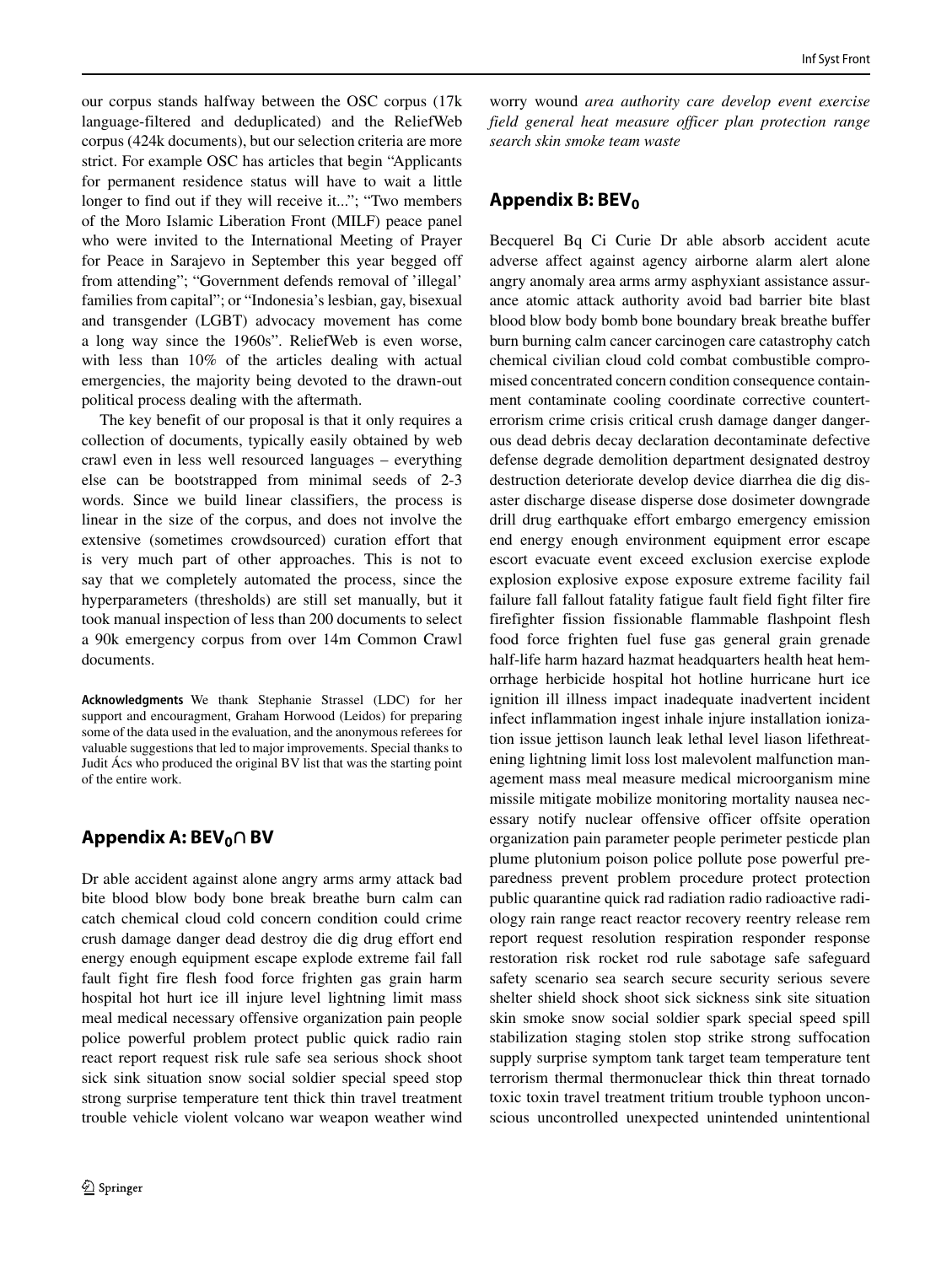our corpus stands halfway between the OSC corpus (17k language-filtered and deduplicated) and the ReliefWeb corpus (424k documents), but our selection criteria are more strict. For example OSC has articles that begin "Applicants for permanent residence status will have to wait a little longer to find out if they will receive it..."; "Two members of the Moro Islamic Liberation Front (MILF) peace panel who were invited to the International Meeting of Prayer for Peace in Sarajevo in September this year begged off from attending"; "Government defends removal of 'illegal' families from capital"; or "Indonesia's lesbian, gay, bisexual and transgender (LGBT) advocacy movement has come a long way since the 1960s". ReliefWeb is even worse, with less than 10% of the articles dealing with actual emergencies, the majority being devoted to the drawn-out political process dealing with the aftermath.

The key benefit of our proposal is that it only requires a collection of documents, typically easily obtained by web crawl even in less well resourced languages – everything else can be bootstrapped from minimal seeds of 2-3 words. Since we build linear classifiers, the process is linear in the size of the corpus, and does not involve the extensive (sometimes crowdsourced) curation effort that is very much part of other approaches. This is not to say that we completely automated the process, since the hyperparameters (thresholds) are still set manually, but it took manual inspection of less than 200 documents to select a 90k emergency corpus from over 14m Common Crawl documents.

**Acknowledgments** We thank Stephanie Strassel (LDC) for her support and encouragment, Graham Horwood (Leidos) for preparing some of the data used in the evaluation, and the anonymous referees for valuable suggestions that led to major improvements. Special thanks to Judit Ács who produced the original BV list that was the starting point of the entire work.

## Appendix A: $BEV_0 \cap$ BV

Dr able accident against alone angry arms army attack bad bite blood blow body bone break breathe burn calm can catch chemical cloud cold concern condition could crime crush damage danger dead destroy die dig drug effort end energy enough equipment escape explode extreme fail fall fault fight fire flesh food force frighten gas grain harm hospital hot hurt ice ill injure level lightning limit mass meal medical necessary offensive organization pain people police powerful problem protect public quick radio rain react report request risk rule safe sea serious shock shoot sick sink situation snow social soldier special speed stop strong surprise temperature tent thick thin travel treatment trouble vehicle violent volcano war weapon weather wind worry wound *area authority care develop event exercise field general heat measure officer plan protection range search skin smoke team waste*

## Appendix B: $BEV_0$

Becquerel Bq Ci Curie Dr able absorb accident acute adverse affect against agency airborne alarm alert alone angry anomaly area arms army asphyxiant assistance assurance atomic attack authority avoid bad barrier bite blast blood blow body bomb bone boundary break breathe buffer burn burning calm cancer carcinogen care catastrophy catch chemical civilian cloud cold combat combustible compromised concentrated concern condition consequence containment contaminate cooling coordinate corrective counterterrorism crime crisis critical crush damage danger dangerous dead debris decay declaration decontaminate defective defense degrade demolition department designated destroy destruction deteriorate develop device diarrhea die dig disaster discharge disease disperse dose dosimeter downgrade drill drug earthquake effort embargo emergency emission end energy enough environment equipment error escape escort evacuate event exceed exclusion exercise explode explosion explosive expose exposure extreme facility fail failure fall fallout fatality fatigue fault field fight filter fire firefighter fission fissionable flammable flashpoint flesh food force frighten fuel fuse gas general grain grenade half-life harm hazard hazmat headquarters health heat hemorrhage herbicide hospital hot hotline hurricane hurt ice ignition ill illness impact inadequate inadvertent incident infect inflammation ingest inhale injure installation ionization issue jettison launch leak lethal level liason lifethreatening lightning limit loss lost malevolent malfunction management mass meal measure medical microorganism mine missile mitigate mobilize monitoring mortality nausea necessary notify nuclear offensive officer offsite operation organization pain parameter people perimeter pesticde plan plume plutonium poison police pollute pose powerful preparedness prevent problem procedure protect protection public quarantine quick rad radiation radio radioactive radiology rain range react reactor recovery reentry release rem report request resolution respiration responder response restoration risk rocket rod rule sabotage safe safeguard safety scenario sea search secure security serious severe shelter shield shock shoot sick sickness sink site situation skin smoke snow social soldier spark special speed spill stabilization staging stolen stop strike strong suffocation supply surprise symptom tank target team temperature tent terrorism thermal thermonuclear thick thin threat tornado toxic toxin travel treatment tritium trouble typhoon unconscious uncontrolled unexpected unintended unintentional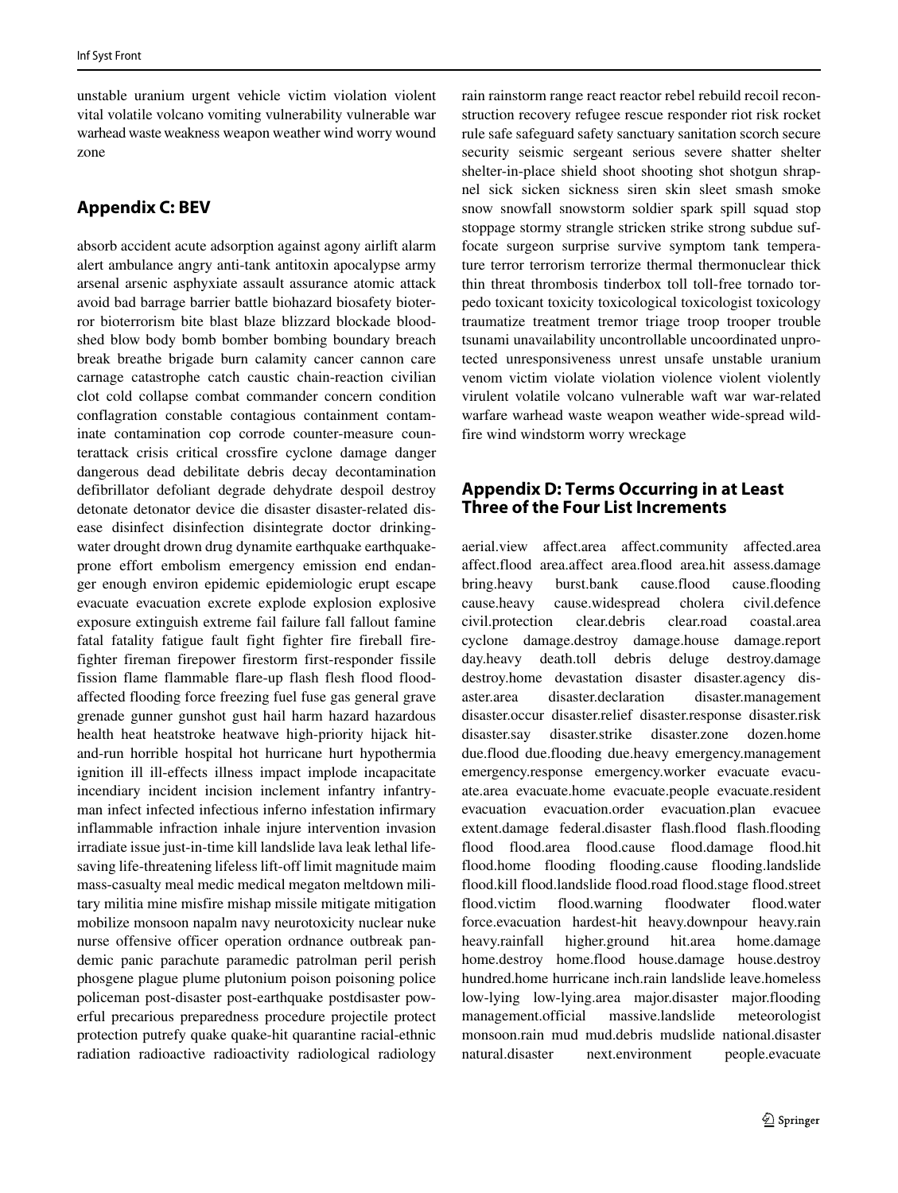unstable uranium urgent vehicle victim violation violent vital volatile volcano vomiting vulnerability vulnerable war warhead waste weakness weapon weather wind worry wound zone

## Appendix C: BEV

absorb accident acute adsorption against agony airlift alarm alert ambulance angry anti-tank antitoxin apocalypse army arsenal arsenic asphyxiate assault assurance atomic attack avoid bad barrage barrier battle biohazard biosafety bioterror bioterrorism bite blast blaze blizzard blockade bloodshed blow body bomb bomber bombing boundary breach break breathe brigade burn calamity cancer cannon care carnage catastrophe catch caustic chain-reaction civilian clot cold collapse combat commander concern condition conflagration constable contagious containment contaminate contamination cop corrode counter-measure counterattack crisis critical crossfire cyclone damage danger dangerous dead debilitate debris decay decontamination defibrillator defoliant degrade dehydrate despoil destroy detonate detonator device die disaster disaster-related disease disinfect disinfection disintegrate doctor drinking-water drought drown drug dynamite earthquake earthquake-prone effort embolism emergency emission end endanger enough environ epidemic epidemiologic erupt escape evacuate evacuation excrete explode explosion explosive exposure extinguish extreme fail failure fall fallout famine fatal fatality fatigue fault fight fighter fire fireball firefighter fireman firepower firestorm first-responder fissile fission flame flammable flare-up flash flesh flood flood-affected flooding force freezing fuel fuse gas general grave grenade gunner gunshot gust hail harm hazard hazardous health heat heatstroke heatwave high-priority hijack hit-and-run horrible hospital hot hurricane hurt hypothermia ignition ill ill-effects illness impact implode incapacitate incendiary incident incision inclement infantry infantryman infect infected infectious inferno infestation infirmary inflammable infraction inhale injure intervention invasion irradiate issue just-in-time kill landslide lava leak lethal life-saving life-threatening lifeless lift-off limit magnitude maim mass-casualty meal medic medical megaton meltdown military militia mine misfire mishap missile mitigate mitigation mobilize monsoon napalm navy neurotoxicity nuclear nuke nurse offensive officer operation ordnance outbreak pandemic panic parachute paramedic patrolman peril perish phosgene plague plume plutonium poison poisoning police policeman post-disaster post-earthquake postdisaster powerful precarious preparedness procedure projectile protect protection putrefy quake quake-hit quarantine racial-ethnic radiation radioactive radioactivity radiological radiology rain rainstorm range react reactor rebel rebuild recoil reconstruction recovery refugee rescue responder riot risk rocket rule safe safeguard safety sanctuary sanitation scorch secure security seismic sergeant serious severe shatter shelter shelter-in-place shield shoot shooting shot shotgun shrapnel sick sicken sickness siren skin sleet smash smoke snow snowfall snowstorm soldier spark spill squad stop stoppage stormy strangle stricken strike strong subdue suffocate surgeon surprise survive symptom tank temperature terror terrorism terrorize thermal thermonuclear thick thin threat thrombosis tinderbox toll toll-free tornado torpedo toxicant toxicity toxicological toxicologist toxicology traumatize treatment tremor triage troop trooper trouble tsunami unavailability uncontrollable uncoordinated unprotected unresponsiveness unrest unsafe unstable uranium venom victim violate violation violence violent violently virulent volatile volcano vulnerable waft war war-related warfare warhead waste weapon weather wide-spread wildfire wind windstorm worry wreckage

## Appendix D: Terms Occurring in at Least Three of the Four List Increments

aerial.view affect.area affect.community affected.area affect.flood area.affect area.flood area.hit assess.damage bring.heavy burst.bank cause.flood cause.flooding cause.heavy cause.widespread cholera civil.defence civil.protection clear.debris clear.road coastal.area cyclone damage.destroy damage.house damage.report day.heavy death.toll debris deluge destroy.damage destroy.home devastation disaster disaster.agency disaster.area disaster.declaration disaster.management disaster.occur disaster.relief disaster.response disaster.risk disaster.say disaster.strike disaster.zone dozen.home due.flood due.flooding due.heavy emergency.management emergency.response emergency.worker evacuate evacuate.area evacuate.home evacuate.people evacuate.resident evacuation evacuation.order evacuation.plan evacuee extent.damage federal.disaster flash.flood flash.flooding flood flood.area flood.cause flood.damage flood.hit flood.home flooding flooding.cause flooding.landslide flood.kill flood.landslide flood.road flood.stage flood.street flood.victim flood.warning floodwater flood.water force.evacuation hardest-hit heavy.downpour heavy.rain heavy.rainfall higher.ground hit.area home.damage home.destroy home.flood house.damage house.destroy hundred.home hurricane inch.rain landslide leave.homeless low-lying low-lying.area major.disaster major.flooding management.official massive.landslide meteorologist monsoon.rain mud mud.debris mudslide national.disaster natural.disaster next.environment people.evacuate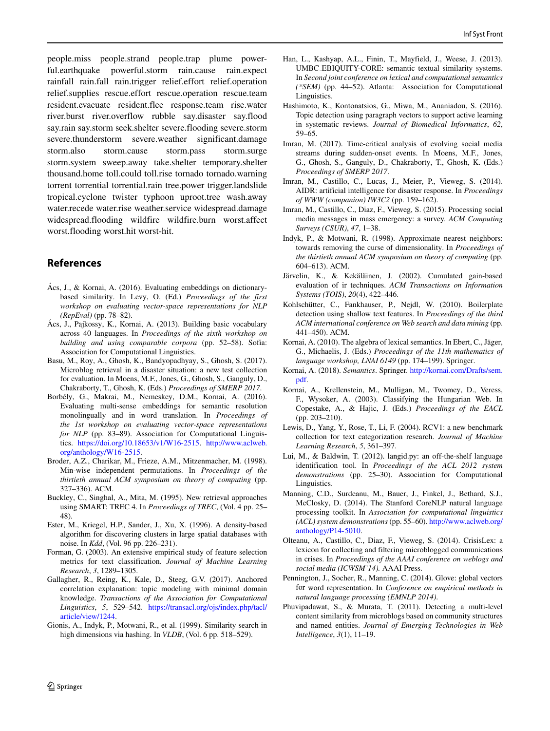people.miss people.strand people.trap plume powerful.earthquake powerful.storm rain.cause rain.expect rainfall rain.fall rain.trigger relief.effort relief.operation relief.supplies rescue.effort rescue.operation rescue.team resident.evacuate resident.flee response.team rise.water river.burst river.overflow rubble say.disaster say.flood say.rain say.storm seek.shelter severe.flooding severe.storm severe.thunderstorm severe.weather significant.damage storm.also storm.cause storm.pass storm.surge storm.system sweep.away take.shelter temporary.shelter thousand.home toll.could toll.rise tornado tornado.warning torrent torrential torrential.rain tree.power trigger.landslide tropical.cyclone twister typhoon uproot.tree wash.away water.recede water.rise weather.service widespread.damage widespread.flooding wildfire wildfire.burn worst.affect worst.flooding worst.hit worst-hit.

## References

Ács, J., & Kornai, A. (2016). Evaluating embeddings on dictionary-based similarity. In Levy, O. (Ed.) *Proceedings of the first workshop on evaluating vector-space representations for NLP (RepEval)* (pp. 78–82).

Ács, J., Pajkossy, K., Kornai, A. (2013). Building basic vocabulary across 40 languages. In *Proceedings of the sixth workshop on building and using comparable corpora* (pp. 52–58). Sofia: Association for Computational Linguistics.

Basu, M., Roy, A., Ghosh, K., Bandyopadhyay, S., Ghosh, S. (2017). Microblog retrieval in a disaster situation: a new test collection for evaluation. In Moens, M.F., Jones, G., Ghosh, S., Ganguly, D., Chakraborty, T., Ghosh, K. (Eds.) *Proceedings of SMERP 2017*.

Borbély, G., Makrai, M., Nemeskey, D.M., Kornai, A. (2016). Evaluating multi-sense embeddings for semantic resolution monolingually and in word translation. In *Proceedings of the 1st workshop on evaluating vector-space representations for NLP* (pp. 83–89). Association for Computational Linguistics. https://doi.org/10.18653/v1/W16-2515. http://www.aclweb.org/anthology/W16-2515.

Broder, A.Z., Charikar, M., Frieze, A.M., Mitzenmacher, M. (1998). Min-wise independent permutations. In *Proceedings of the thirtieth annual ACM symposium on theory of computing* (pp. 327–336). ACM.

Buckley, C., Singhal, A., Mita, M. (1995). New retrieval approaches using SMART: TREC 4. In *Proceedings of TREC*, (Vol. 4 pp. 25–48).

Ester, M., Kriegel, H.P., Sander, J., Xu, X. (1996). A density-based algorithm for discovering clusters in large spatial databases with noise. In *Kdd*, (Vol. 96 pp. 226–231).

Forman, G. (2003). An extensive empirical study of feature selection metrics for text classification. *Journal of Machine Learning Research*, *3*, 1289–1305.

Gallagher, R., Reing, K., Kale, D., Steeg, G.V. (2017). Anchored correlation explanation: topic modeling with minimal domain knowledge. *Transactions of the Association for Computational Linguistics*, *5*, 529–542. https://transacl.org/ojs/index.php/tacl/article/view/1244.

Gionis, A., Indyk, P., Motwani, R., et al. (1999). Similarity search in high dimensions via hashing. In *VLDB*, (Vol. 6 pp. 518–529).

Han, L., Kashyap, A.L., Finin, T., Mayfield, J., Weese, J. (2013). UMBC_EBIQUITY-CORE: semantic textual similarity systems. In *Second joint conference on lexical and computational semantics (*SEM)* (pp. 44–52). Atlanta: Association for Computational Linguistics.

Hashimoto, K., Kontonatsios, G., Miwa, M., Ananiadou, S. (2016). Topic detection using paragraph vectors to support active learning in systematic reviews. *Journal of Biomedical Informatics*, *62*, 59–65.

Imran, M. (2017). Time-critical analysis of evolving social media streams during sudden-onset events. In Moens, M.F., Jones, G., Ghosh, S., Ganguly, D., Chakraborty, T., Ghosh, K. (Eds.) *Proceedings of SMERP 2017*.

Imran, M., Castillo, C., Lucas, J., Meier, P., Vieweg, S. (2014). AIDR: artificial intelligence for disaster response. In *Proceedings of WWW (companion) IW3C2* (pp. 159–162).

Imran, M., Castillo, C., Diaz, F., Vieweg, S. (2015). Processing social media messages in mass emergency: a survey. *ACM Computing Surveys (CSUR)*, *47*, 1–38.

Indyk, P., & Motwani, R. (1998). Approximate nearest neighbors: towards removing the curse of dimensionality. In *Proceedings of the thirtieth annual ACM symposium on theory of computing* (pp. 604–613). ACM.

Järvelin, K., & Kekäläinen, J. (2002). Cumulated gain-based evaluation of ir techniques. *ACM Transactions on Information Systems (TOIS)*, *20*(4), 422–446.

Kohlschütter, C., Fankhauser, P., Nejdl, W. (2010). Boilerplate detection using shallow text features. In *Proceedings of the third ACM international conference on Web search and data mining* (pp. 441–450). ACM.

Kornai, A. (2010). The algebra of lexical semantics. In Ebert, C., Jäger, G., Michaelis, J. (Eds.) *Proceedings of the 11th mathematics of language workshop, LNAI 6149* (pp. 174–199). Springer.

Kornai, A. (2018). *Semantics*. Springer. http://kornai.com/Drafts/sem.pdf.

Kornai, A., Krellenstein, M., Mulligan, M., Twomey, D., Veress, F., Wysoker, A. (2003). Classifying the Hungarian Web. In Copestake, A., & Hajic, J. (Eds.) *Proceedings of the EACL* (pp. 203–210).

Lewis, D., Yang, Y., Rose, T., Li, F. (2004). RCV1: a new benchmark collection for text categorization research. *Journal of Machine Learning Research*, *5*, 361–397.

Lui, M., & Baldwin, T. (2012). langid.py: an off-the-shelf language identification tool. In *Proceedings of the ACL 2012 system demonstrations* (pp. 25–30). Association for Computational Linguistics.

Manning, C.D., Surdeanu, M., Bauer, J., Finkel, J., Bethard, S.J., McClosky, D. (2014). The Stanford CoreNLP natural language processing toolkit. In *Association for computational linguistics (ACL) system demonstrations* (pp. 55–60). http://www.aclweb.org/anthology/P14-5010.

Olteanu, A., Castillo, C., Diaz, F., Vieweg, S. (2014). CrisisLex: a lexicon for collecting and filtering microblogged communications in crises. In *Proceedings of the AAAI conference on weblogs and social media (ICWSM'14)*. AAAI Press.

Pennington, J., Socher, R., Manning, C. (2014). Glove: global vectors for word representation. In *Conference on empirical methods in natural language processing (EMNLP 2014)*.

Phuvipadawat, S., & Murata, T. (2011). Detecting a multi-level content similarity from microblogs based on community structures and named entities. *Journal of Emerging Technologies in Web Intelligence*, *3*(1), 11–19.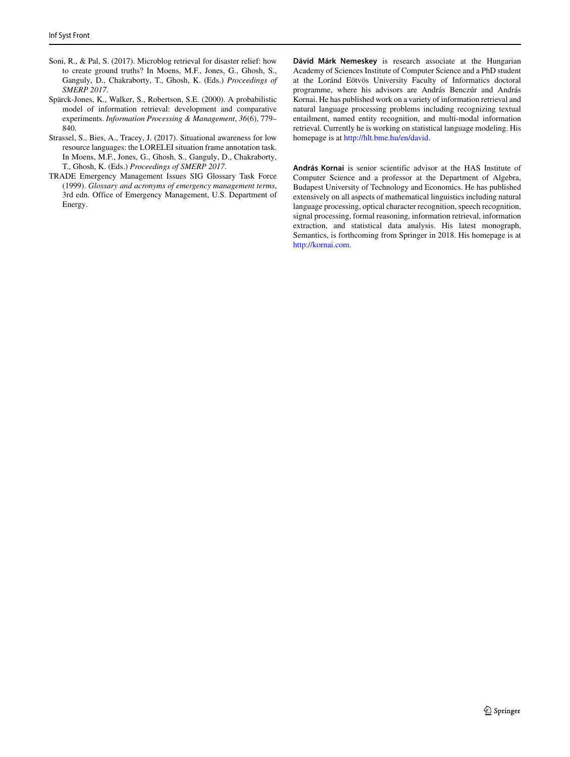Soni, R., & Pal, S. (2017). Microblog retrieval for disaster relief: how to create ground truths? In Moens, M.F., Jones, G., Ghosh, S., Ganguly, D., Chakraborty, T., Ghosh, K. (Eds.) *Proceedings of SMERP 2017*.

Spärck-Jones, K., Walker, S., Robertson, S.E. (2000). A probabilistic model of information retrieval: development and comparative experiments. *Information Processing & Management*, *36*(6), 779–840.

Strassel, S., Bies, A., Tracey, J. (2017). Situational awareness for low resource languages: the LORELEI situation frame annotation task. In Moens, M.F., Jones, G., Ghosh, S., Ganguly, D., Chakraborty, T., Ghosh, K. (Eds.) *Proceedings of SMERP 2017*.

TRADE Emergency Management Issues SIG Glossary Task Force (1999). *Glossary and acronyms of emergency management terms*, 3rd edn. Office of Emergency Management, U.S. Department of Energy.

**Dávid Márk Nemeskey** is research associate at the Hungarian Academy of Sciences Institute of Computer Science and a PhD student at the Loránd Eötvös University Faculty of Informatics doctoral programme, where his advisors are András Benczúr and András Kornai. He has published work on a variety of information retrieval and natural language processing problems including recognizing textual entailment, named entity recognition, and multi-modal information retrieval. Currently he is working on statistical language modeling. His homepage is at http://hlt.bme.hu/en/david.

**András Kornai** is senior scientific advisor at the HAS Institute of Computer Science and a professor at the Department of Algebra, Budapest University of Technology and Economics. He has published extensively on all aspects of mathematical linguistics including natural language processing, optical character recognition, speech recognition, signal processing, formal reasoning, information retrieval, information extraction, and statistical data analysis. His latest monograph, Semantics, is forthcoming from Springer in 2018. His homepage is at http://kornai.com.